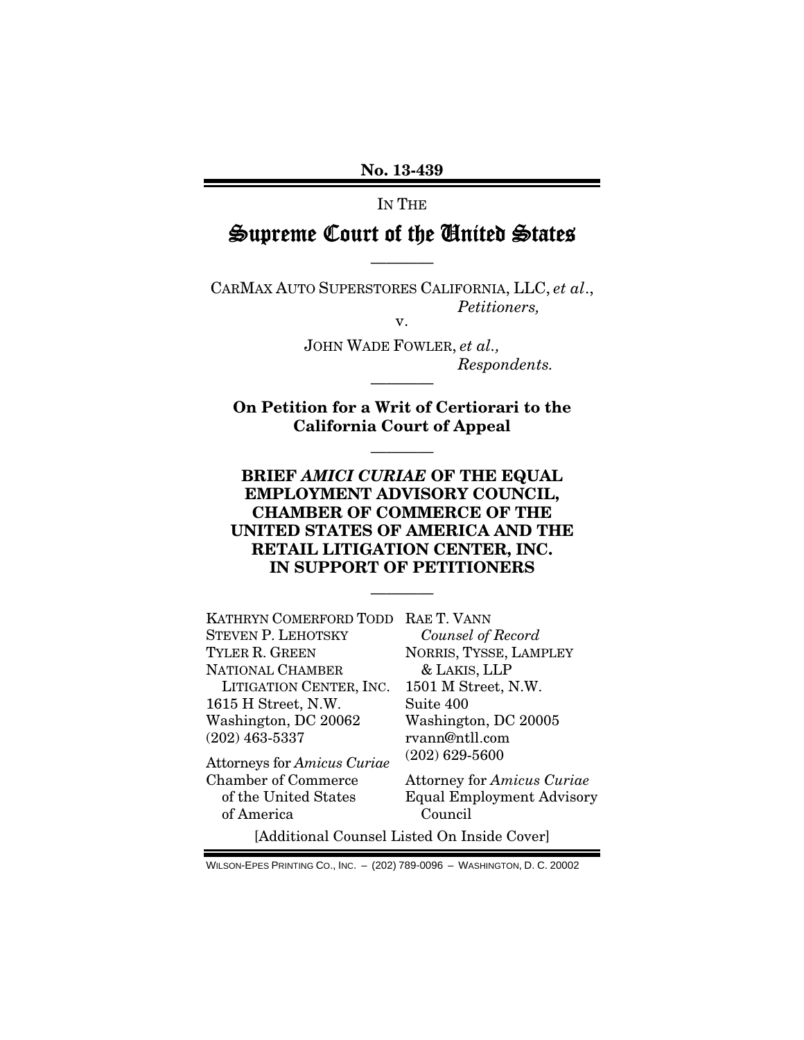No. 13-439

IN THE

# Supreme Court of the United States

————

CARMAX AUTO SUPERSTORES CALIFORNIA, LLC, *et al*.,
*Petitioners,*

v.

JOHN WADE FOWLER, *et al.,*
*Respondents.*

————

**On Petition for a Writ of Certiorari to the California Court of Appeal**

————

**BRIEF *AMICI CURIAE* OF THE EQUAL EMPLOYMENT ADVISORY COUNCIL, CHAMBER OF COMMERCE OF THE UNITED STATES OF AMERICA AND THE RETAIL LITIGATION CENTER, INC. IN SUPPORT OF PETITIONERS**

————

KATHRYN COMERFORD TODD
STEVEN P. LEHOTSKY
TYLER R. GREEN
NATIONAL CHAMBER
LITIGATION CENTER, INC.
1615 H Street, N.W.
Washington, DC 20062
(202) 463-5337

Attorneys for *Amicus Curiae* Chamber of Commerce of the United States of America

RAE T. VANN
*Counsel of Record*
NORRIS, TYSSE, LAMPLEY & LAKIS, LLP
1501 M Street, N.W.
Suite 400
Washington, DC 20005
rvann@ntll.com
(202) 629-5600

Attorney for *Amicus Curiae* Equal Employment Advisory Council

[Additional Counsel Listed On Inside Cover]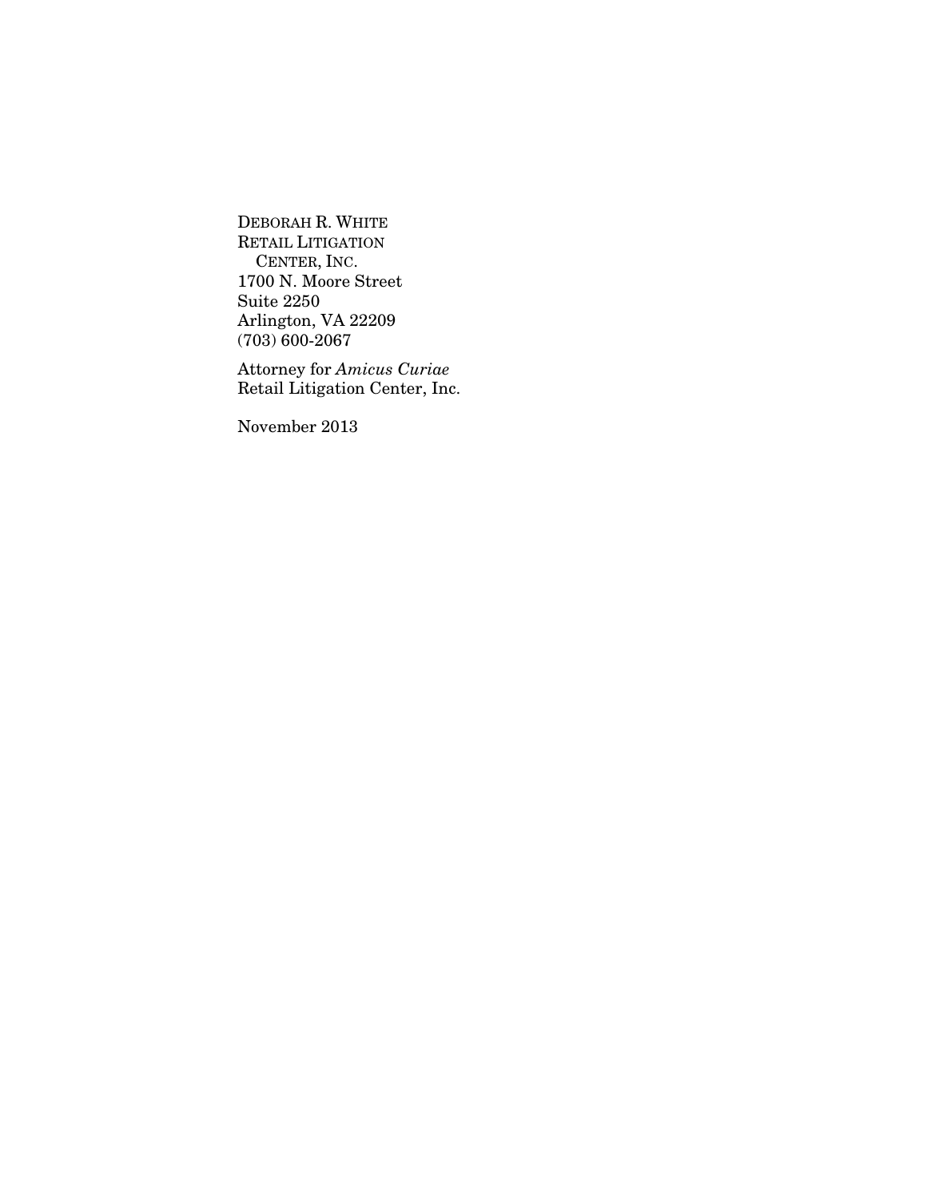DEBORAH R. WHITE
RETAIL LITIGATION
CENTER, INC.
1700 N. Moore Street
Suite 2250
Arlington, VA 22209
(703) 600-2067

Attorney for *Amicus Curiae*
Retail Litigation Center, Inc.

November 2013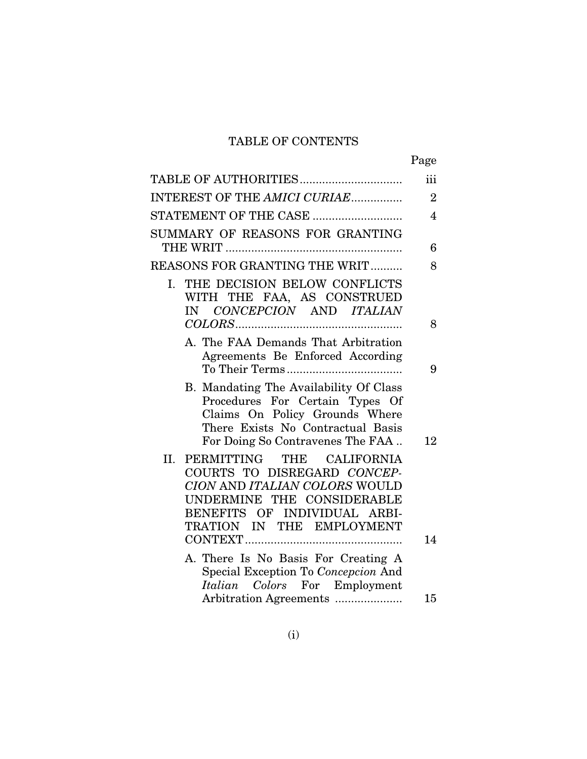# TABLE OF CONTENTS

| | Page |
|---|---|
| TABLE OF AUTHORITIES | iii |
| INTEREST OF THE *AMICI CURIAE* | 2 |
| STATEMENT OF THE CASE | 4 |
| SUMMARY OF REASONS FOR GRANTING THE WRIT | 6 |
| REASONS FOR GRANTING THE WRIT | 8 |
| I. THE DECISION BELOW CONFLICTS WITH THE FAA, AS CONSTRUED IN *CONCEPCION* AND *ITALIAN COLORS* | 8 |
| A. The FAA Demands That Arbitration Agreements Be Enforced According To Their Terms | 9 |
| B. Mandating The Availability Of Class Procedures For Certain Types Of Claims On Policy Grounds Where There Exists No Contractual Basis For Doing So Contravenes The FAA | 12 |
| II. PERMITTING THE CALIFORNIA COURTS TO DISREGARD *CONCEPCION* AND *ITALIAN COLORS* WOULD UNDERMINE THE CONSIDERABLE BENEFITS OF INDIVIDUAL ARBITRATION IN THE EMPLOYMENT CONTEXT | 14 |
| A. There Is No Basis For Creating A Special Exception To *Concepcion* And *Italian Colors* For Employment Arbitration Agreements | 15 |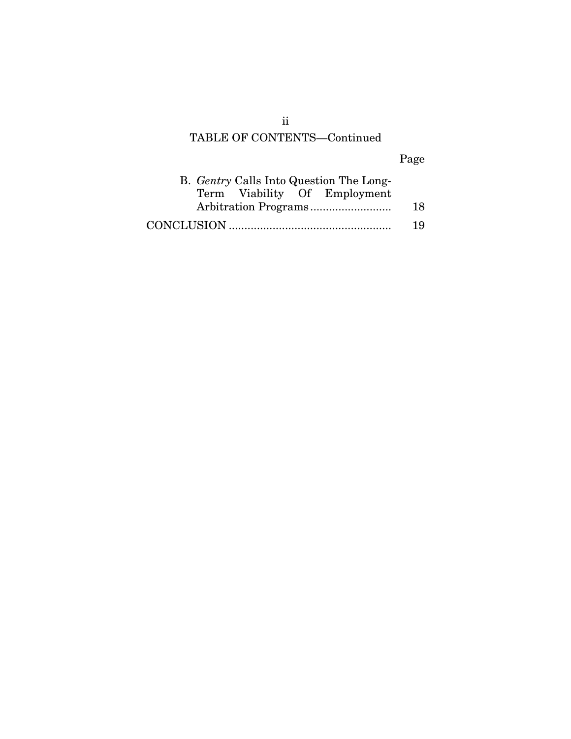TABLE OF CONTENTS—Continued

| | Page |
|---|---|
| B. *Gentry* Calls Into Question The Long-Term Viability Of Employment Arbitration Programs | 18 |
| CONCLUSION | 19 |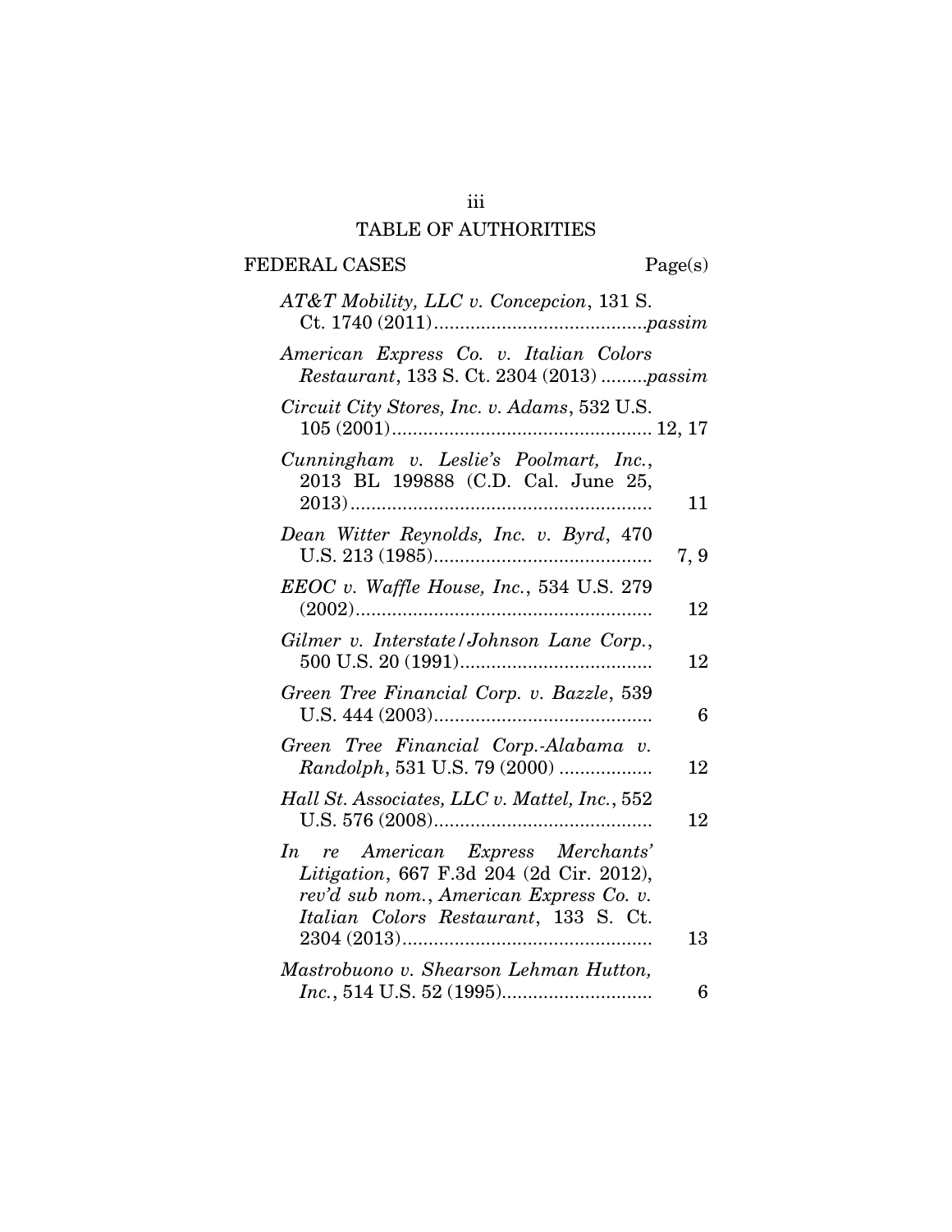# TABLE OF AUTHORITIES

**FEDERAL CASES** Page(s)

*AT&T Mobility, LLC v. Concepcion*, 131 S. Ct. 1740 (2011) ........................................*passim*

*American Express Co. v. Italian Colors Restaurant*, 133 S. Ct. 2304 (2013) .........*passim*

*Circuit City Stores, Inc. v. Adams*, 532 U.S. 105 (2001) ................................................. 12, 17

*Cunningham v. Leslie's Poolmart, Inc.*, 2013 BL 199888 (C.D. Cal. June 25, 2013) ......................................................... 11

*Dean Witter Reynolds, Inc. v. Byrd*, 470 U.S. 213 (1985) ......................................... 7, 9

*EEOC v. Waffle House, Inc.*, 534 U.S. 279 (2002) ........................................................ 12

*Gilmer v. Interstate/Johnson Lane Corp.*, 500 U.S. 20 (1991) .................................... 12

*Green Tree Financial Corp. v. Bazzle*, 539 U.S. 444 (2003) ......................................... 6

*Green Tree Financial Corp.-Alabama v. Randolph*, 531 U.S. 79 (2000) ................. 12

*Hall St. Associates, LLC v. Mattel, Inc.*, 552 U.S. 576 (2008) ......................................... 12

*In re American Express Merchants' Litigation*, 667 F.3d 204 (2d Cir. 2012), *rev'd sub nom.*, *American Express Co. v. Italian Colors Restaurant*, 133 S. Ct. 2304 (2013) ............................................... 13

*Mastrobuono v. Shearson Lehman Hutton, Inc.*, 514 U.S. 52 (1995) ............................ 6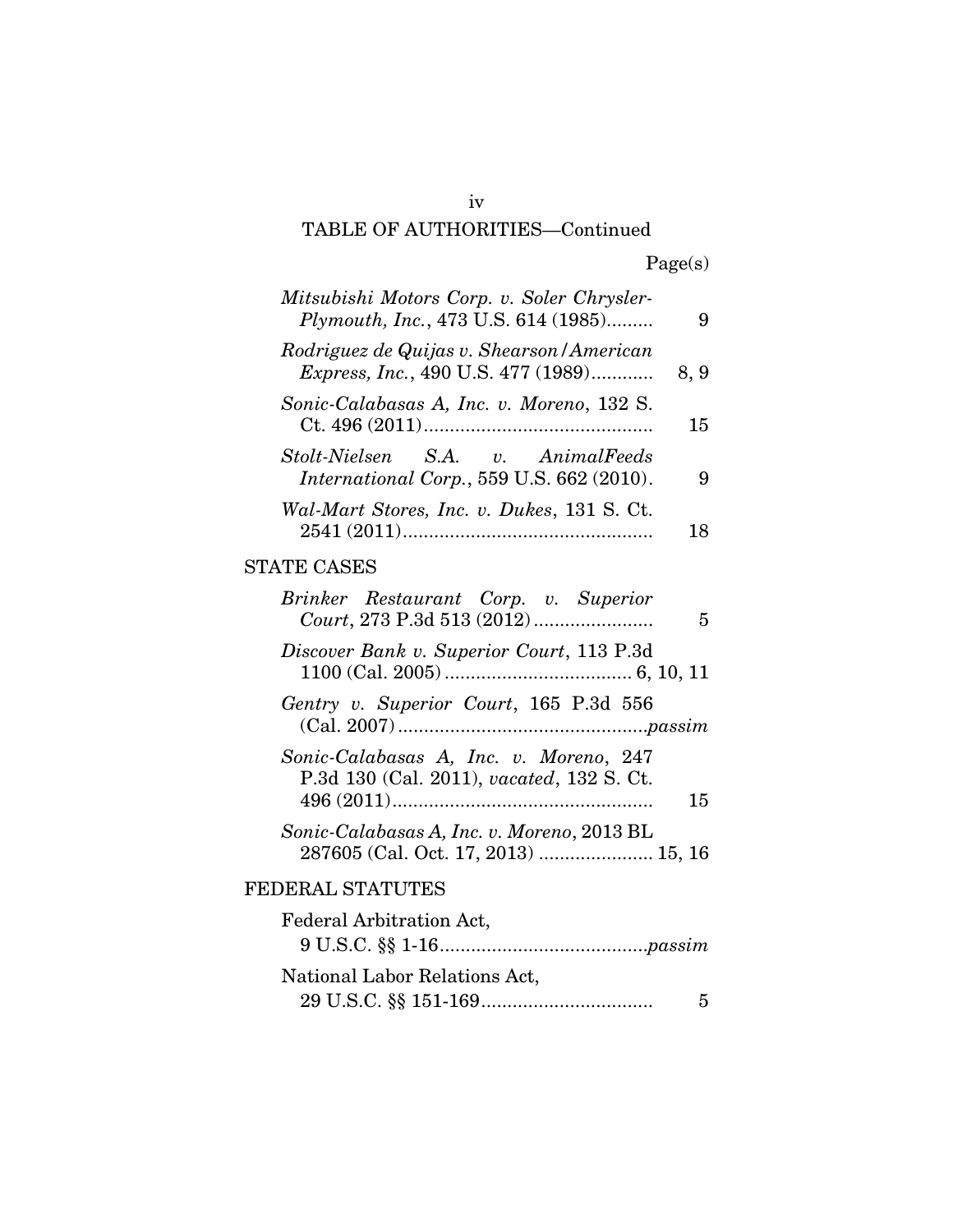TABLE OF AUTHORITIES—Continued

Page(s)

*Mitsubishi Motors Corp. v. Soler Chrysler-Plymouth, Inc.*, 473 U.S. 614 (1985)......... 9

*Rodriguez de Quijas v. Shearson/American Express, Inc.*, 490 U.S. 477 (1989)............ 8, 9

*Sonic-Calabasas A, Inc. v. Moreno*, 132 S. Ct. 496 (2011)............................................ 15

*Stolt-Nielsen S.A. v. AnimalFeeds International Corp.*, 559 U.S. 662 (2010). 9

*Wal-Mart Stores, Inc. v. Dukes*, 131 S. Ct. 2541 (2011)................................................ 18

STATE CASES

*Brinker Restaurant Corp. v. Superior Court*, 273 P.3d 513 (2012)....................... 5

*Discover Bank v. Superior Court*, 113 P.3d 1100 (Cal. 2005).................................... 6, 10, 11

*Gentry v. Superior Court*, 165 P.3d 556 (Cal. 2007)................................................*passim*

*Sonic-Calabasas A, Inc. v. Moreno*, 247 P.3d 130 (Cal. 2011), *vacated*, 132 S. Ct. 496 (2011).................................................. 15

*Sonic-Calabasas A, Inc. v. Moreno*, 2013 BL 287605 (Cal. Oct. 17, 2013) ...................... 15, 16

FEDERAL STATUTES

Federal Arbitration Act, 9 U.S.C. §§ 1-16.......................................*passim*

National Labor Relations Act, 29 U.S.C. §§ 151-169................................. 5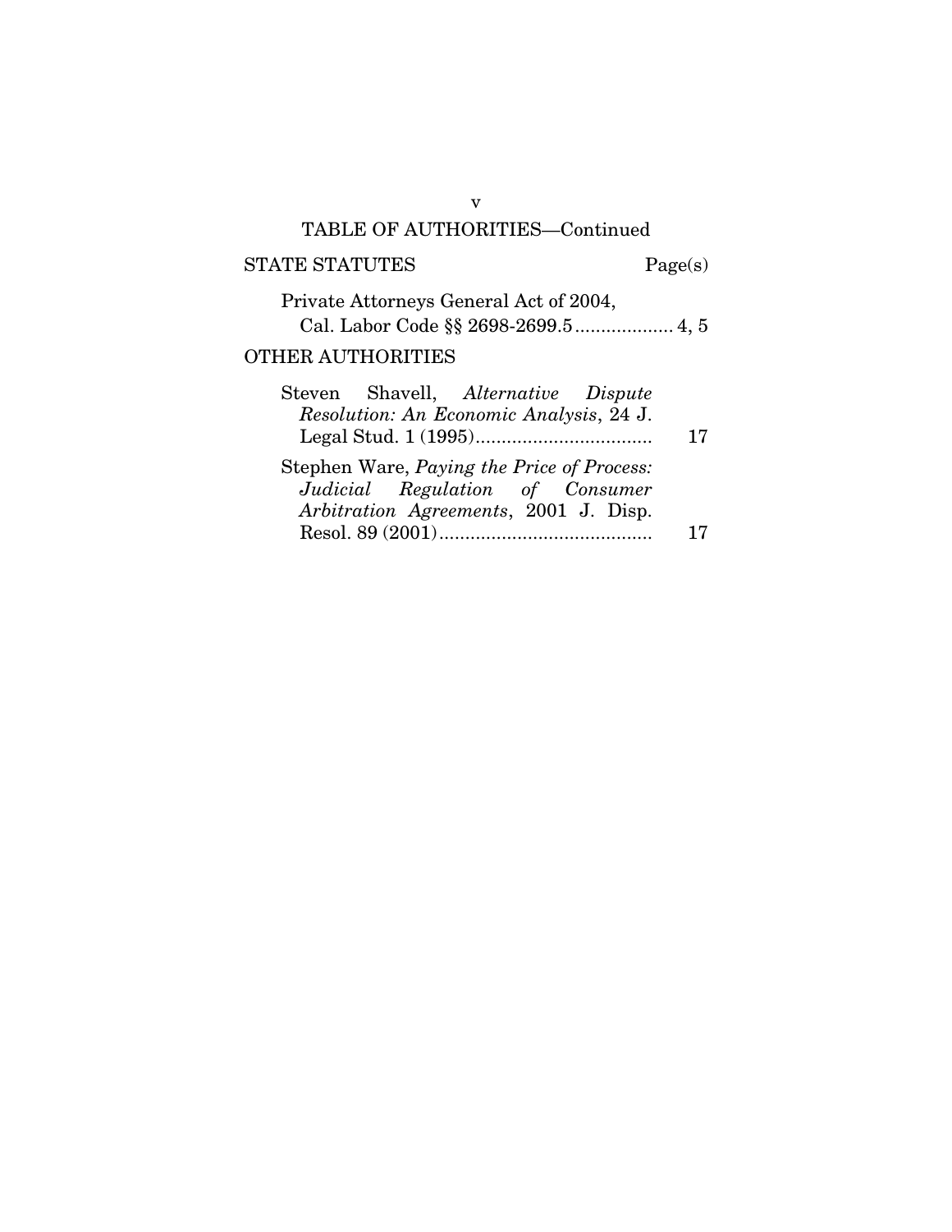## TABLE OF AUTHORITIES—Continued

| STATE STATUTES | Page(s) |
| --- | --- |
| Private Attorneys General Act of 2004, Cal. Labor Code §§ 2698-2699.5 | 4, 5 |
| **OTHER AUTHORITIES** | |
| Steven Shavell, *Alternative Dispute Resolution: An Economic Analysis*, 24 J. Legal Stud. 1 (1995) | 17 |
| Stephen Ware, *Paying the Price of Process: Judicial Regulation of Consumer Arbitration Agreements*, 2001 J. Disp. Resol. 89 (2001) | 17 |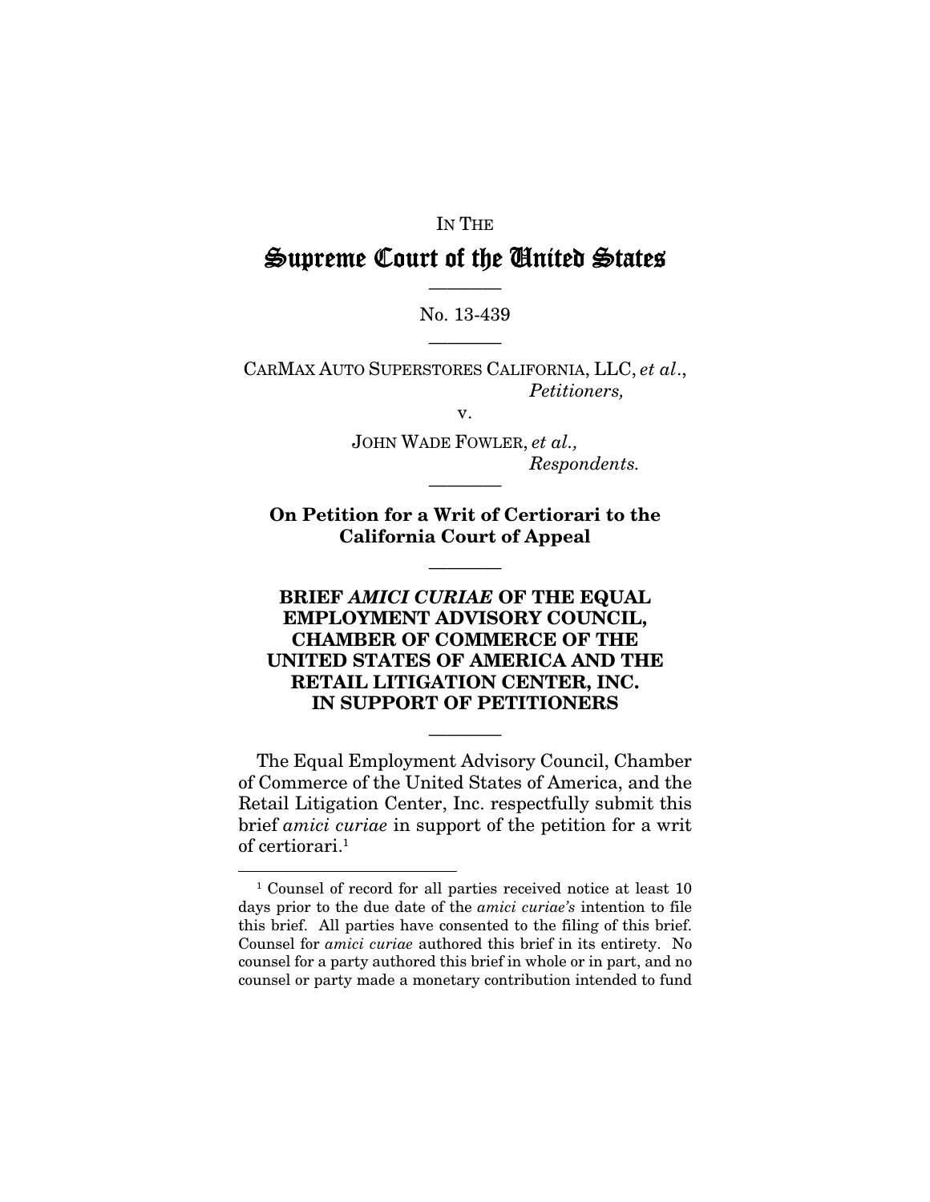IN THE

# Supreme Court of the United States

---

No. 13-439

---

CARMAX AUTO SUPERSTORES CALIFORNIA, LLC, *et al*.,
*Petitioners,*

v.

JOHN WADE FOWLER, *et al.,*
*Respondents.*

---

**On Petition for a Writ of Certiorari to the California Court of Appeal**

---

**BRIEF *AMICI CURIAE* OF THE EQUAL EMPLOYMENT ADVISORY COUNCIL, CHAMBER OF COMMERCE OF THE UNITED STATES OF AMERICA AND THE RETAIL LITIGATION CENTER, INC. IN SUPPORT OF PETITIONERS**

---

The Equal Employment Advisory Council, Chamber of Commerce of the United States of America, and the Retail Litigation Center, Inc. respectfully submit this brief *amici curiae* in support of the petition for a writ of certiorari.[1]

[1] Counsel of record for all parties received notice at least 10 days prior to the due date of the *amici curiae's* intention to file this brief. All parties have consented to the filing of this brief. Counsel for *amici curiae* authored this brief in its entirety. No counsel for a party authored this brief in whole or in part, and no counsel or party made a monetary contribution intended to fund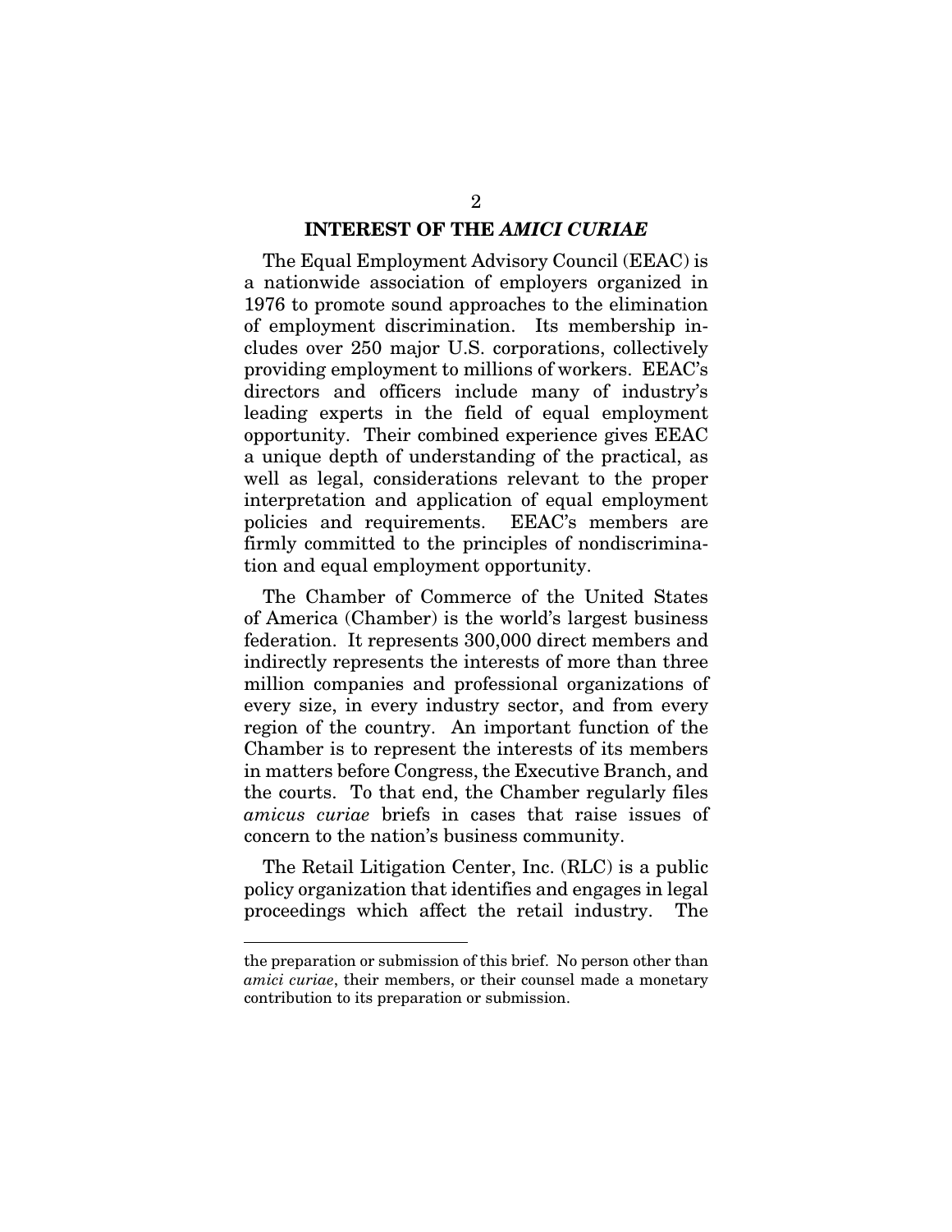## INTEREST OF THE *AMICI CURIAE*

The Equal Employment Advisory Council (EEAC) is a nationwide association of employers organized in 1976 to promote sound approaches to the elimination of employment discrimination. Its membership includes over 250 major U.S. corporations, collectively providing employment to millions of workers. EEAC's directors and officers include many of industry's leading experts in the field of equal employment opportunity. Their combined experience gives EEAC a unique depth of understanding of the practical, as well as legal, considerations relevant to the proper interpretation and application of equal employment policies and requirements. EEAC's members are firmly committed to the principles of nondiscrimination and equal employment opportunity.

The Chamber of Commerce of the United States of America (Chamber) is the world's largest business federation. It represents 300,000 direct members and indirectly represents the interests of more than three million companies and professional organizations of every size, in every industry sector, and from every region of the country. An important function of the Chamber is to represent the interests of its members in matters before Congress, the Executive Branch, and the courts. To that end, the Chamber regularly files *amicus curiae* briefs in cases that raise issues of concern to the nation's business community.

The Retail Litigation Center, Inc. (RLC) is a public policy organization that identifies and engages in legal proceedings which affect the retail industry. The

---

the preparation or submission of this brief. No person other than *amici curiae*, their members, or their counsel made a monetary contribution to its preparation or submission.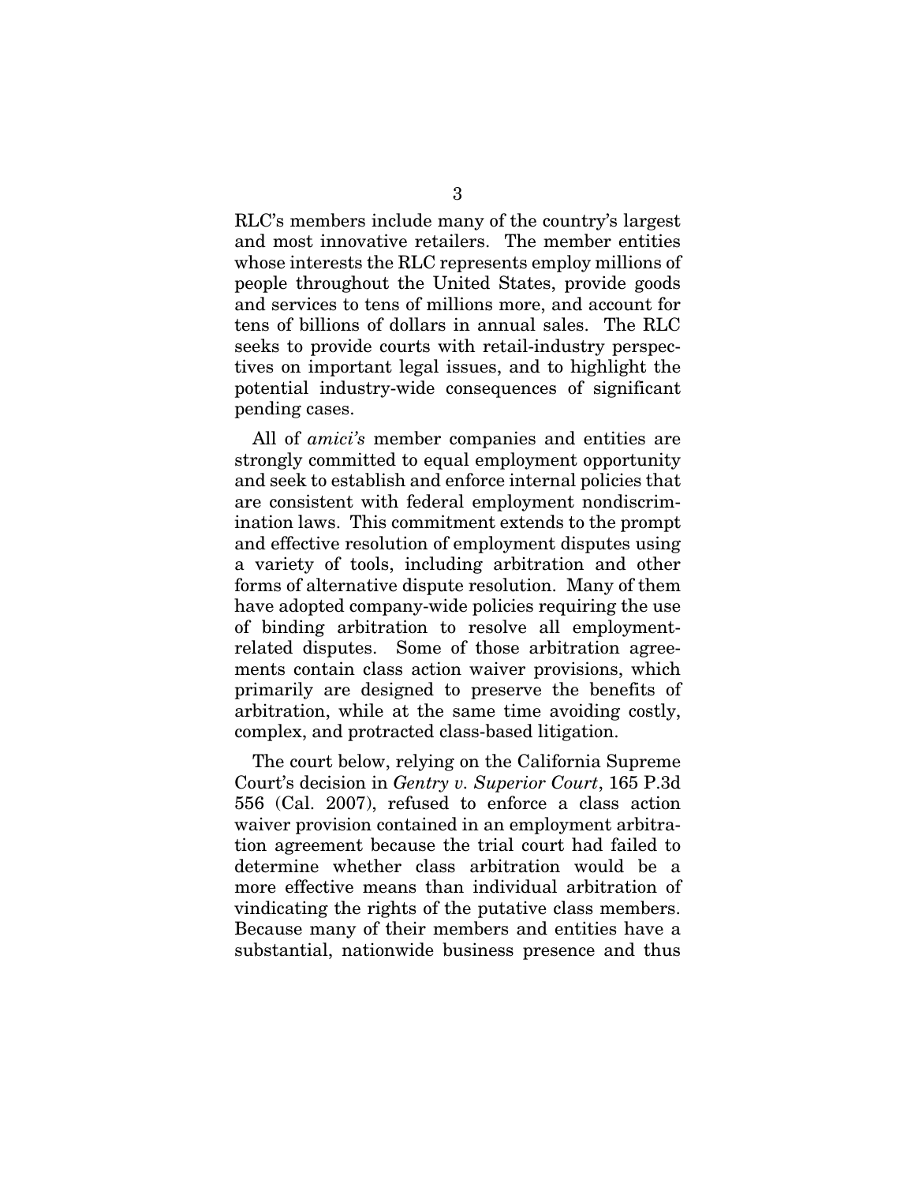RLC's members include many of the country's largest and most innovative retailers. The member entities whose interests the RLC represents employ millions of people throughout the United States, provide goods and services to tens of millions more, and account for tens of billions of dollars in annual sales. The RLC seeks to provide courts with retail-industry perspectives on important legal issues, and to highlight the potential industry-wide consequences of significant pending cases.

All of *amici's* member companies and entities are strongly committed to equal employment opportunity and seek to establish and enforce internal policies that are consistent with federal employment nondiscrimination laws. This commitment extends to the prompt and effective resolution of employment disputes using a variety of tools, including arbitration and other forms of alternative dispute resolution. Many of them have adopted company-wide policies requiring the use of binding arbitration to resolve all employment-related disputes. Some of those arbitration agreements contain class action waiver provisions, which primarily are designed to preserve the benefits of arbitration, while at the same time avoiding costly, complex, and protracted class-based litigation.

The court below, relying on the California Supreme Court's decision in *Gentry v. Superior Court*, 165 P.3d 556 (Cal. 2007), refused to enforce a class action waiver provision contained in an employment arbitration agreement because the trial court had failed to determine whether class arbitration would be a more effective means than individual arbitration of vindicating the rights of the putative class members. Because many of their members and entities have a substantial, nationwide business presence and thus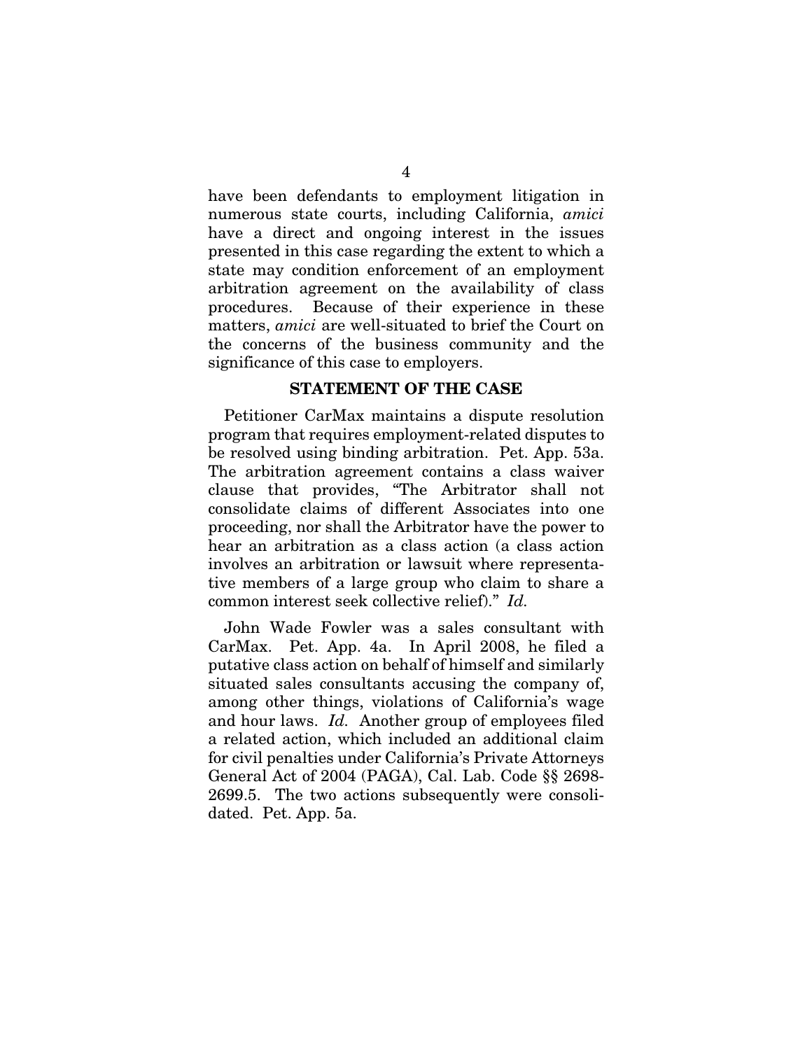have been defendants to employment litigation in numerous state courts, including California, *amici* have a direct and ongoing interest in the issues presented in this case regarding the extent to which a state may condition enforcement of an employment arbitration agreement on the availability of class procedures. Because of their experience in these matters, *amici* are well-situated to brief the Court on the concerns of the business community and the significance of this case to employers.

## STATEMENT OF THE CASE

Petitioner CarMax maintains a dispute resolution program that requires employment-related disputes to be resolved using binding arbitration. Pet. App. 53a. The arbitration agreement contains a class waiver clause that provides, "The Arbitrator shall not consolidate claims of different Associates into one proceeding, nor shall the Arbitrator have the power to hear an arbitration as a class action (a class action involves an arbitration or lawsuit where representative members of a large group who claim to share a common interest seek collective relief)." *Id.*

John Wade Fowler was a sales consultant with CarMax. Pet. App. 4a. In April 2008, he filed a putative class action on behalf of himself and similarly situated sales consultants accusing the company of, among other things, violations of California's wage and hour laws. *Id.* Another group of employees filed a related action, which included an additional claim for civil penalties under California's Private Attorneys General Act of 2004 (PAGA), Cal. Lab. Code §§ 2698-2699.5. The two actions subsequently were consolidated. Pet. App. 5a.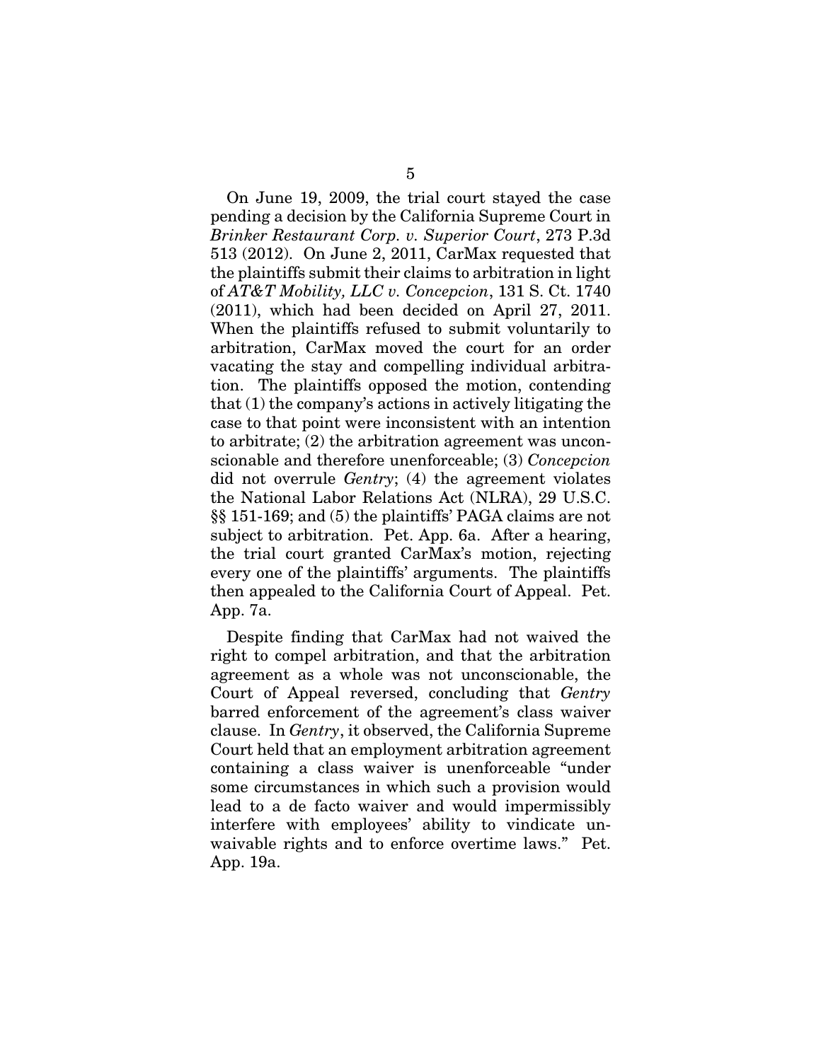On June 19, 2009, the trial court stayed the case pending a decision by the California Supreme Court in *Brinker Restaurant Corp. v. Superior Court*, 273 P.3d 513 (2012). On June 2, 2011, CarMax requested that the plaintiffs submit their claims to arbitration in light of *AT&T Mobility, LLC v. Concepcion*, 131 S. Ct. 1740 (2011), which had been decided on April 27, 2011. When the plaintiffs refused to submit voluntarily to arbitration, CarMax moved the court for an order vacating the stay and compelling individual arbitration. The plaintiffs opposed the motion, contending that (1) the company's actions in actively litigating the case to that point were inconsistent with an intention to arbitrate; (2) the arbitration agreement was unconscionable and therefore unenforceable; (3) *Concepcion* did not overrule *Gentry*; (4) the agreement violates the National Labor Relations Act (NLRA), 29 U.S.C. §§ 151-169; and (5) the plaintiffs' PAGA claims are not subject to arbitration. Pet. App. 6a. After a hearing, the trial court granted CarMax's motion, rejecting every one of the plaintiffs' arguments. The plaintiffs then appealed to the California Court of Appeal. Pet. App. 7a.

Despite finding that CarMax had not waived the right to compel arbitration, and that the arbitration agreement as a whole was not unconscionable, the Court of Appeal reversed, concluding that *Gentry* barred enforcement of the agreement's class waiver clause. In *Gentry*, it observed, the California Supreme Court held that an employment arbitration agreement containing a class waiver is unenforceable "under some circumstances in which such a provision would lead to a de facto waiver and would impermissibly interfere with employees' ability to vindicate unwaivable rights and to enforce overtime laws." Pet. App. 19a.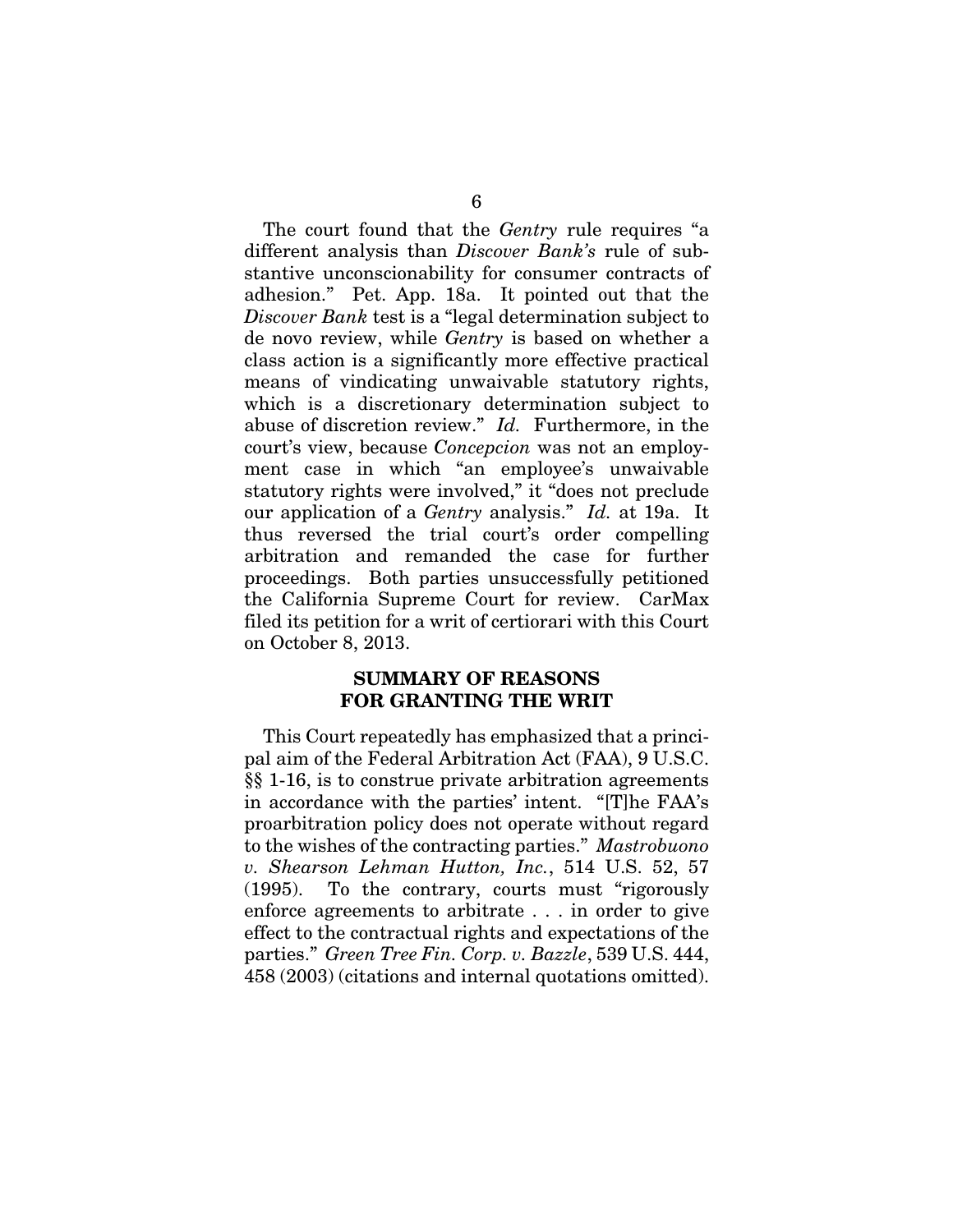The court found that the *Gentry* rule requires "a different analysis than *Discover Bank's* rule of substantive unconscionability for consumer contracts of adhesion." Pet. App. 18a. It pointed out that the *Discover Bank* test is a "legal determination subject to de novo review, while *Gentry* is based on whether a class action is a significantly more effective practical means of vindicating unwaivable statutory rights, which is a discretionary determination subject to abuse of discretion review." *Id.* Furthermore, in the court's view, because *Concepcion* was not an employment case in which "an employee's unwaivable statutory rights were involved," it "does not preclude our application of a *Gentry* analysis." *Id.* at 19a. It thus reversed the trial court's order compelling arbitration and remanded the case for further proceedings. Both parties unsuccessfully petitioned the California Supreme Court for review. CarMax filed its petition for a writ of certiorari with this Court on October 8, 2013.

## SUMMARY OF REASONS FOR GRANTING THE WRIT

This Court repeatedly has emphasized that a principal aim of the Federal Arbitration Act (FAA), 9 U.S.C. §§ 1-16, is to construe private arbitration agreements in accordance with the parties' intent. "[T]he FAA's proarbitration policy does not operate without regard to the wishes of the contracting parties." *Mastrobuono v. Shearson Lehman Hutton, Inc.*, 514 U.S. 52, 57 (1995). To the contrary, courts must "rigorously enforce agreements to arbitrate . . . in order to give effect to the contractual rights and expectations of the parties." *Green Tree Fin. Corp. v. Bazzle*, 539 U.S. 444, 458 (2003) (citations and internal quotations omitted).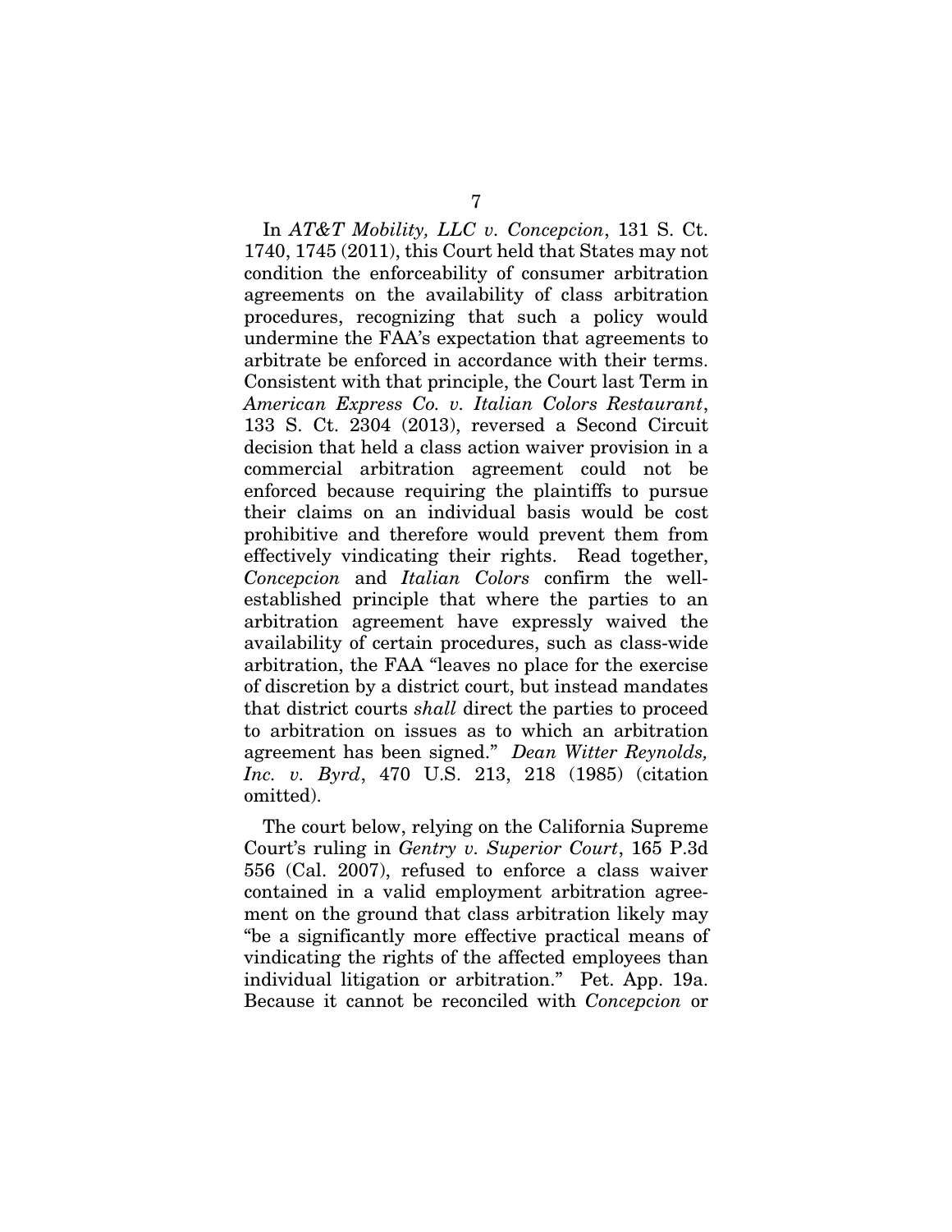In *AT&T Mobility, LLC v. Concepcion*, 131 S. Ct. 1740, 1745 (2011), this Court held that States may not condition the enforceability of consumer arbitration agreements on the availability of class arbitration procedures, recognizing that such a policy would undermine the FAA's expectation that agreements to arbitrate be enforced in accordance with their terms. Consistent with that principle, the Court last Term in *American Express Co. v. Italian Colors Restaurant*, 133 S. Ct. 2304 (2013), reversed a Second Circuit decision that held a class action waiver provision in a commercial arbitration agreement could not be enforced because requiring the plaintiffs to pursue their claims on an individual basis would be cost prohibitive and therefore would prevent them from effectively vindicating their rights. Read together, *Concepcion* and *Italian Colors* confirm the well-established principle that where the parties to an arbitration agreement have expressly waived the availability of certain procedures, such as class-wide arbitration, the FAA "leaves no place for the exercise of discretion by a district court, but instead mandates that district courts *shall* direct the parties to proceed to arbitration on issues as to which an arbitration agreement has been signed." *Dean Witter Reynolds, Inc. v. Byrd*, 470 U.S. 213, 218 (1985) (citation omitted).

The court below, relying on the California Supreme Court's ruling in *Gentry v. Superior Court*, 165 P.3d 556 (Cal. 2007), refused to enforce a class waiver contained in a valid employment arbitration agreement on the ground that class arbitration likely may "be a significantly more effective practical means of vindicating the rights of the affected employees than individual litigation or arbitration." Pet. App. 19a. Because it cannot be reconciled with *Concepcion* or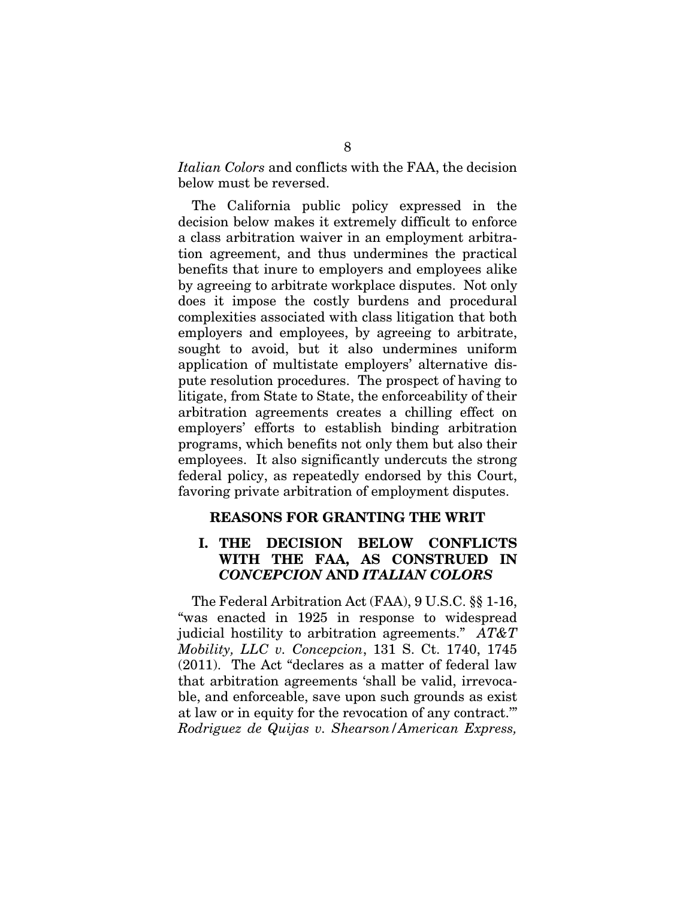*Italian Colors* and conflicts with the FAA, the decision below must be reversed.

The California public policy expressed in the decision below makes it extremely difficult to enforce a class arbitration waiver in an employment arbitration agreement, and thus undermines the practical benefits that inure to employers and employees alike by agreeing to arbitrate workplace disputes. Not only does it impose the costly burdens and procedural complexities associated with class litigation that both employers and employees, by agreeing to arbitrate, sought to avoid, but it also undermines uniform application of multistate employers' alternative dispute resolution procedures. The prospect of having to litigate, from State to State, the enforceability of their arbitration agreements creates a chilling effect on employers' efforts to establish binding arbitration programs, which benefits not only them but also their employees. It also significantly undercuts the strong federal policy, as repeatedly endorsed by this Court, favoring private arbitration of employment disputes.

## REASONS FOR GRANTING THE WRIT

### I. THE DECISION BELOW CONFLICTS WITH THE FAA, AS CONSTRUED IN *CONCEPCION* AND *ITALIAN COLORS*

The Federal Arbitration Act (FAA), 9 U.S.C. §§ 1-16, "was enacted in 1925 in response to widespread judicial hostility to arbitration agreements." *AT&T Mobility, LLC v. Concepcion*, 131 S. Ct. 1740, 1745 (2011). The Act "declares as a matter of federal law that arbitration agreements 'shall be valid, irrevocable, and enforceable, save upon such grounds as exist at law or in equity for the revocation of any contract.'" *Rodriguez de Quijas v. Shearson/American Express,*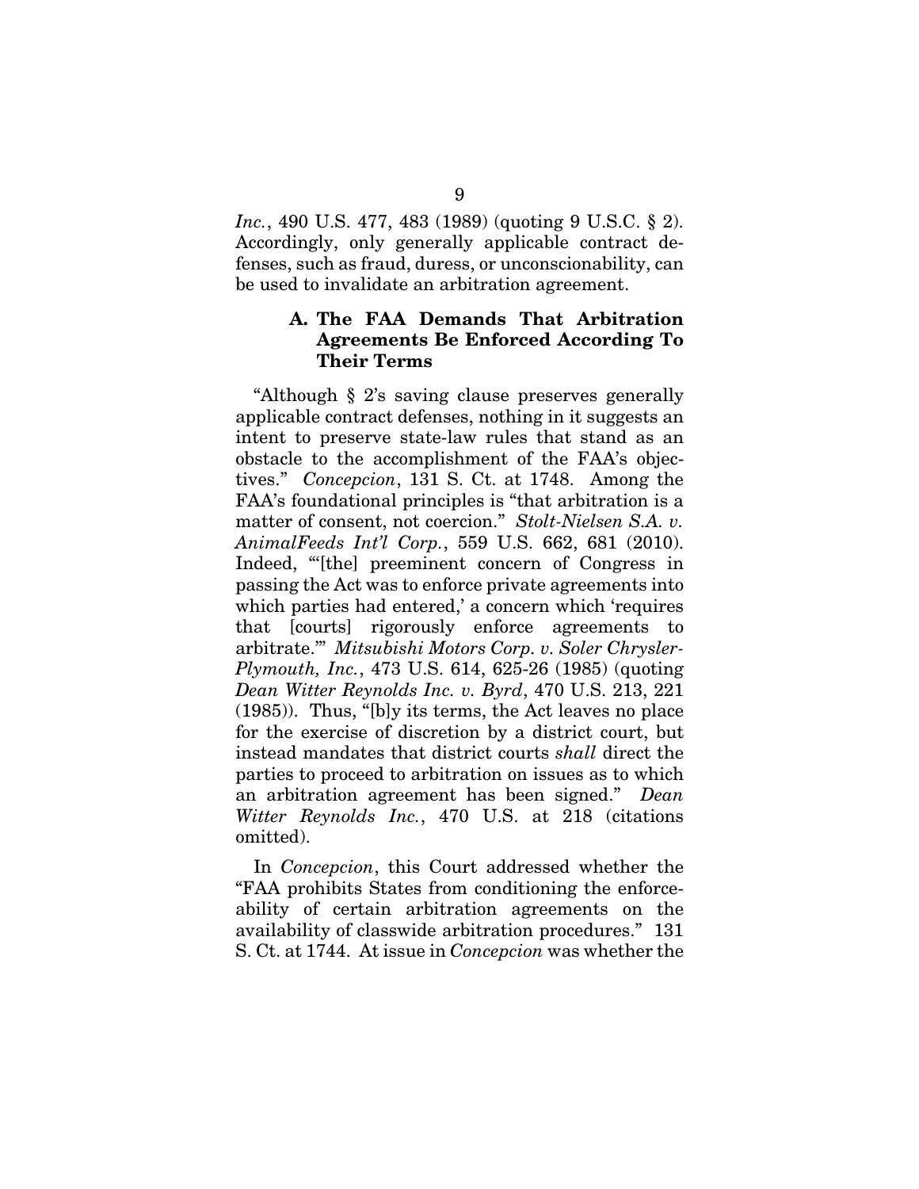*Inc.*, 490 U.S. 477, 483 (1989) (quoting 9 U.S.C. § 2). Accordingly, only generally applicable contract defenses, such as fraud, duress, or unconscionability, can be used to invalidate an arbitration agreement.

### A. The FAA Demands That Arbitration Agreements Be Enforced According To Their Terms

"Although § 2's saving clause preserves generally applicable contract defenses, nothing in it suggests an intent to preserve state-law rules that stand as an obstacle to the accomplishment of the FAA's objectives." *Concepcion*, 131 S. Ct. at 1748. Among the FAA's foundational principles is "that arbitration is a matter of consent, not coercion." *Stolt-Nielsen S.A. v. AnimalFeeds Int'l Corp.*, 559 U.S. 662, 681 (2010). Indeed, "'[the] preeminent concern of Congress in passing the Act was to enforce private agreements into which parties had entered,' a concern which 'requires that [courts] rigorously enforce agreements to arbitrate.'" *Mitsubishi Motors Corp. v. Soler Chrysler-Plymouth, Inc.*, 473 U.S. 614, 625-26 (1985) (quoting *Dean Witter Reynolds Inc. v. Byrd*, 470 U.S. 213, 221 (1985)). Thus, "[b]y its terms, the Act leaves no place for the exercise of discretion by a district court, but instead mandates that district courts *shall* direct the parties to proceed to arbitration on issues as to which an arbitration agreement has been signed." *Dean Witter Reynolds Inc.*, 470 U.S. at 218 (citations omitted).

In *Concepcion*, this Court addressed whether the "FAA prohibits States from conditioning the enforceability of certain arbitration agreements on the availability of classwide arbitration procedures." 131 S. Ct. at 1744. At issue in *Concepcion* was whether the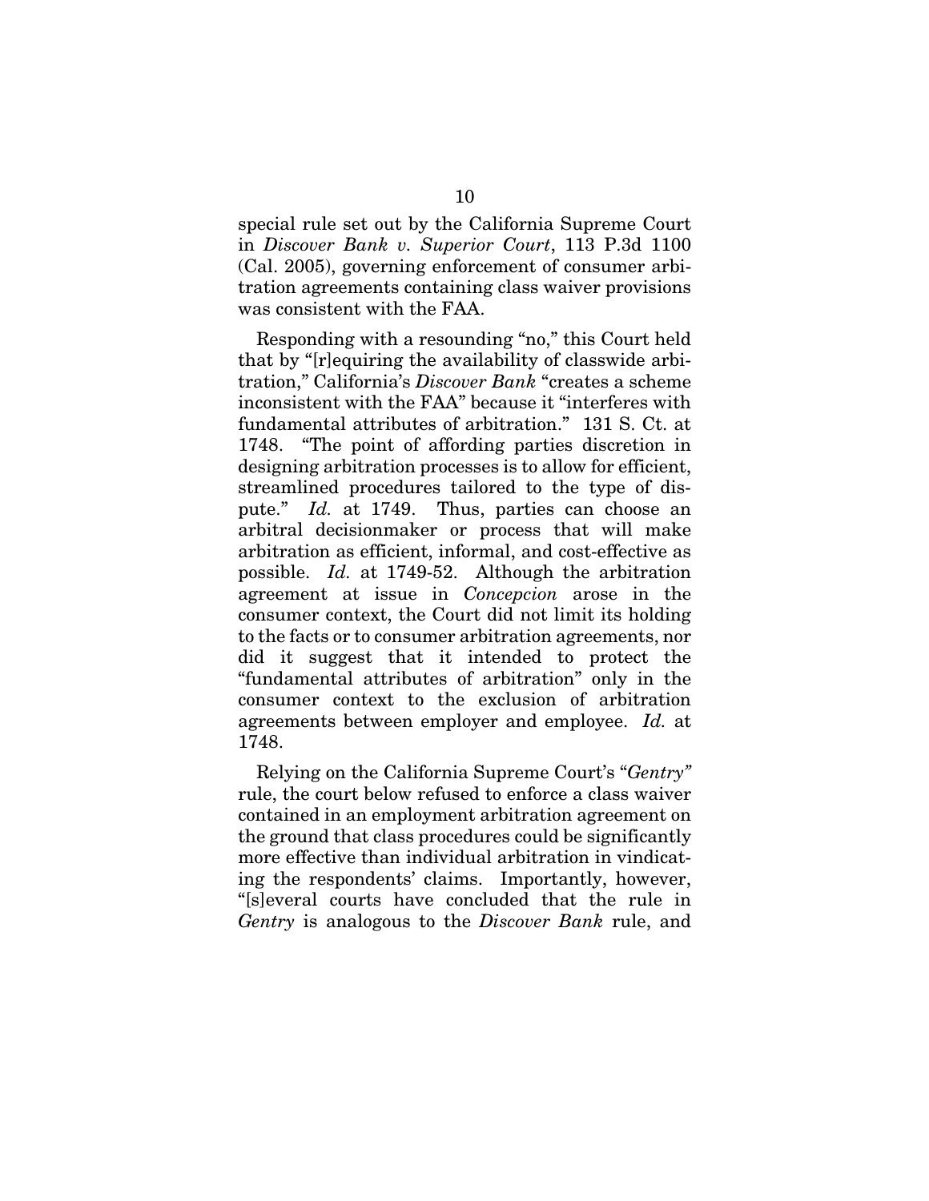special rule set out by the California Supreme Court in *Discover Bank v. Superior Court*, 113 P.3d 1100 (Cal. 2005), governing enforcement of consumer arbitration agreements containing class waiver provisions was consistent with the FAA.

Responding with a resounding "no," this Court held that by "[r]equiring the availability of classwide arbitration," California's *Discover Bank* "creates a scheme inconsistent with the FAA" because it "interferes with fundamental attributes of arbitration." 131 S. Ct. at 1748. "The point of affording parties discretion in designing arbitration processes is to allow for efficient, streamlined procedures tailored to the type of dispute." *Id.* at 1749. Thus, parties can choose an arbitral decisionmaker or process that will make arbitration as efficient, informal, and cost-effective as possible. *Id.* at 1749-52. Although the arbitration agreement at issue in *Concepcion* arose in the consumer context, the Court did not limit its holding to the facts or to consumer arbitration agreements, nor did it suggest that it intended to protect the "fundamental attributes of arbitration" only in the consumer context to the exclusion of arbitration agreements between employer and employee. *Id.* at 1748.

Relying on the California Supreme Court's "*Gentry*" rule, the court below refused to enforce a class waiver contained in an employment arbitration agreement on the ground that class procedures could be significantly more effective than individual arbitration in vindicating the respondents' claims. Importantly, however, "[s]everal courts have concluded that the rule in *Gentry* is analogous to the *Discover Bank* rule, and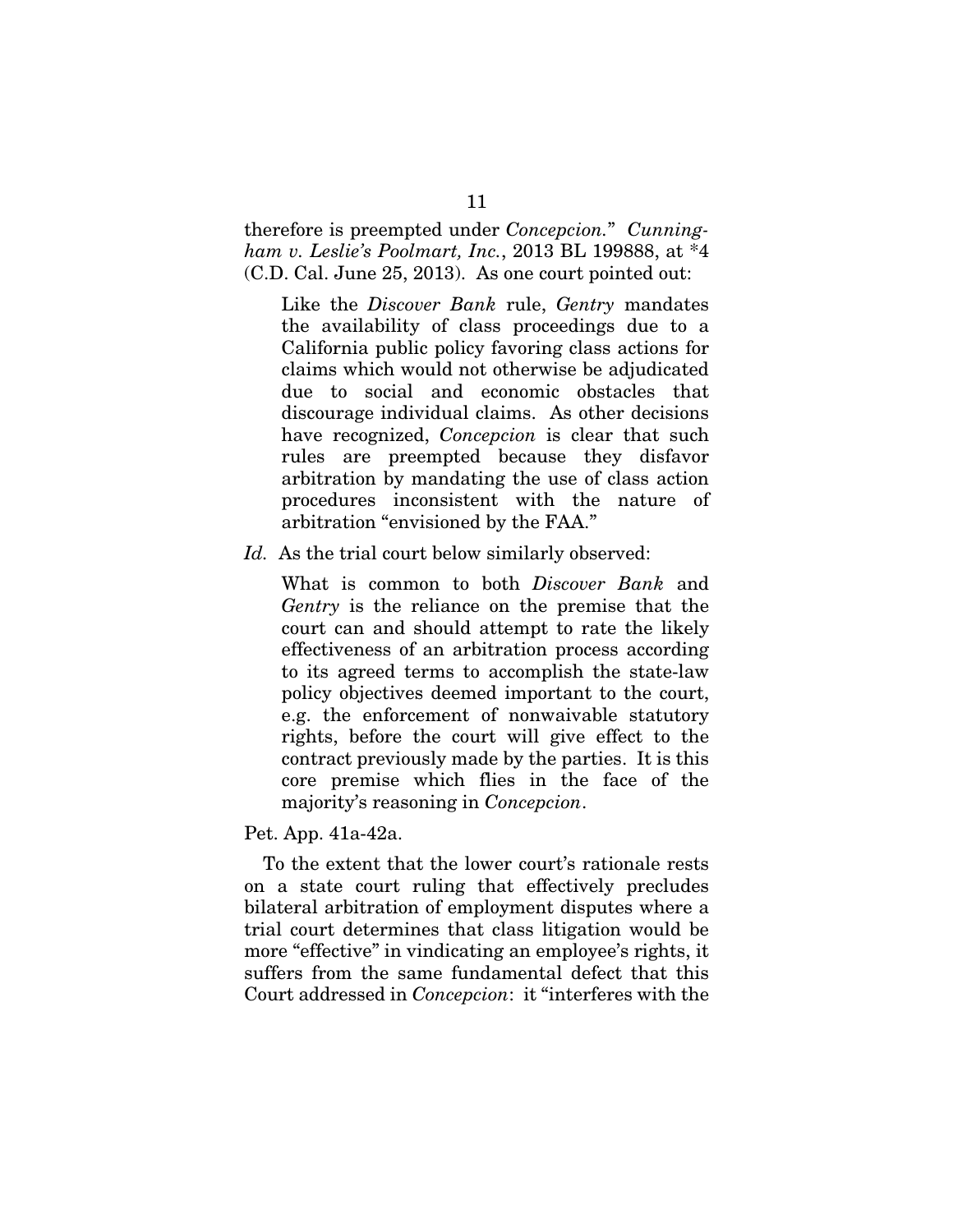therefore is preempted under *Concepcion*." *Cunningham v. Leslie's Poolmart, Inc.*, 2013 BL 199888, at *4 (C.D. Cal. June 25, 2013). As one court pointed out:

> Like the *Discover Bank* rule, *Gentry* mandates the availability of class proceedings due to a California public policy favoring class actions for claims which would not otherwise be adjudicated due to social and economic obstacles that discourage individual claims. As other decisions have recognized, *Concepcion* is clear that such rules are preempted because they disfavor arbitration by mandating the use of class action procedures inconsistent with the nature of arbitration "envisioned by the FAA."

*Id.* As the trial court below similarly observed:

> What is common to both *Discover Bank* and *Gentry* is the reliance on the premise that the court can and should attempt to rate the likely effectiveness of an arbitration process according to its agreed terms to accomplish the state-law policy objectives deemed important to the court, e.g. the enforcement of nonwaivable statutory rights, before the court will give effect to the contract previously made by the parties. It is this core premise which flies in the face of the majority's reasoning in *Concepcion*.

Pet. App. 41a-42a.

To the extent that the lower court's rationale rests on a state court ruling that effectively precludes bilateral arbitration of employment disputes where a trial court determines that class litigation would be more "effective" in vindicating an employee's rights, it suffers from the same fundamental defect that this Court addressed in *Concepcion*: it "interferes with the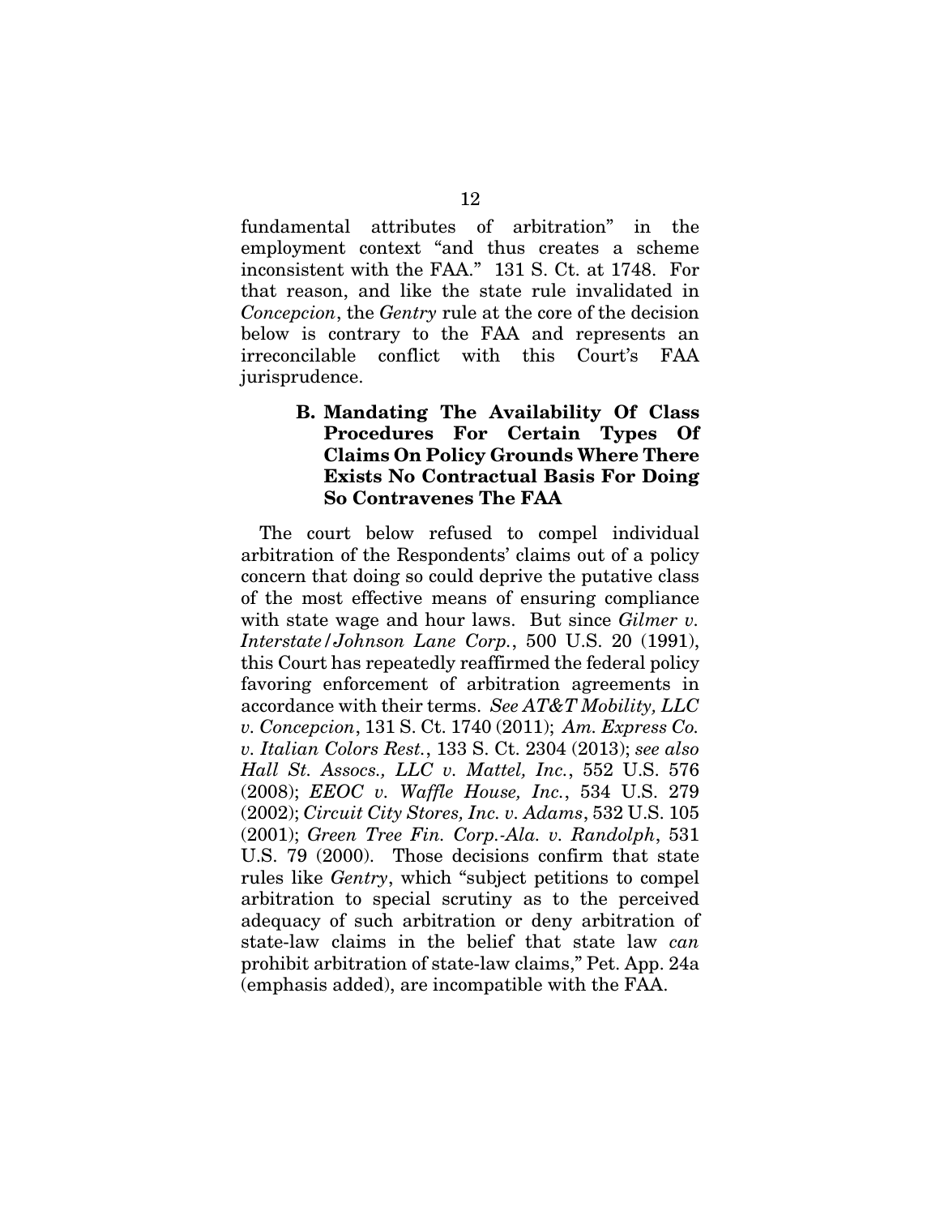fundamental attributes of arbitration" in the employment context "and thus creates a scheme inconsistent with the FAA." 131 S. Ct. at 1748. For that reason, and like the state rule invalidated in *Concepcion*, the *Gentry* rule at the core of the decision below is contrary to the FAA and represents an irreconcilable conflict with this Court's FAA jurisprudence.

### B. Mandating The Availability Of Class Procedures For Certain Types Of Claims On Policy Grounds Where There Exists No Contractual Basis For Doing So Contravenes The FAA

The court below refused to compel individual arbitration of the Respondents' claims out of a policy concern that doing so could deprive the putative class of the most effective means of ensuring compliance with state wage and hour laws. But since *Gilmer v. Interstate/Johnson Lane Corp.*, 500 U.S. 20 (1991), this Court has repeatedly reaffirmed the federal policy favoring enforcement of arbitration agreements in accordance with their terms. *See AT&T Mobility, LLC v. Concepcion*, 131 S. Ct. 1740 (2011); *Am. Express Co. v. Italian Colors Rest.*, 133 S. Ct. 2304 (2013); *see also Hall St. Assocs., LLC v. Mattel, Inc.*, 552 U.S. 576 (2008); *EEOC v. Waffle House, Inc.*, 534 U.S. 279 (2002); *Circuit City Stores, Inc. v. Adams*, 532 U.S. 105 (2001); *Green Tree Fin. Corp.-Ala. v. Randolph*, 531 U.S. 79 (2000). Those decisions confirm that state rules like *Gentry*, which "subject petitions to compel arbitration to special scrutiny as to the perceived adequacy of such arbitration or deny arbitration of state-law claims in the belief that state law *can* prohibit arbitration of state-law claims," Pet. App. 24a (emphasis added), are incompatible with the FAA.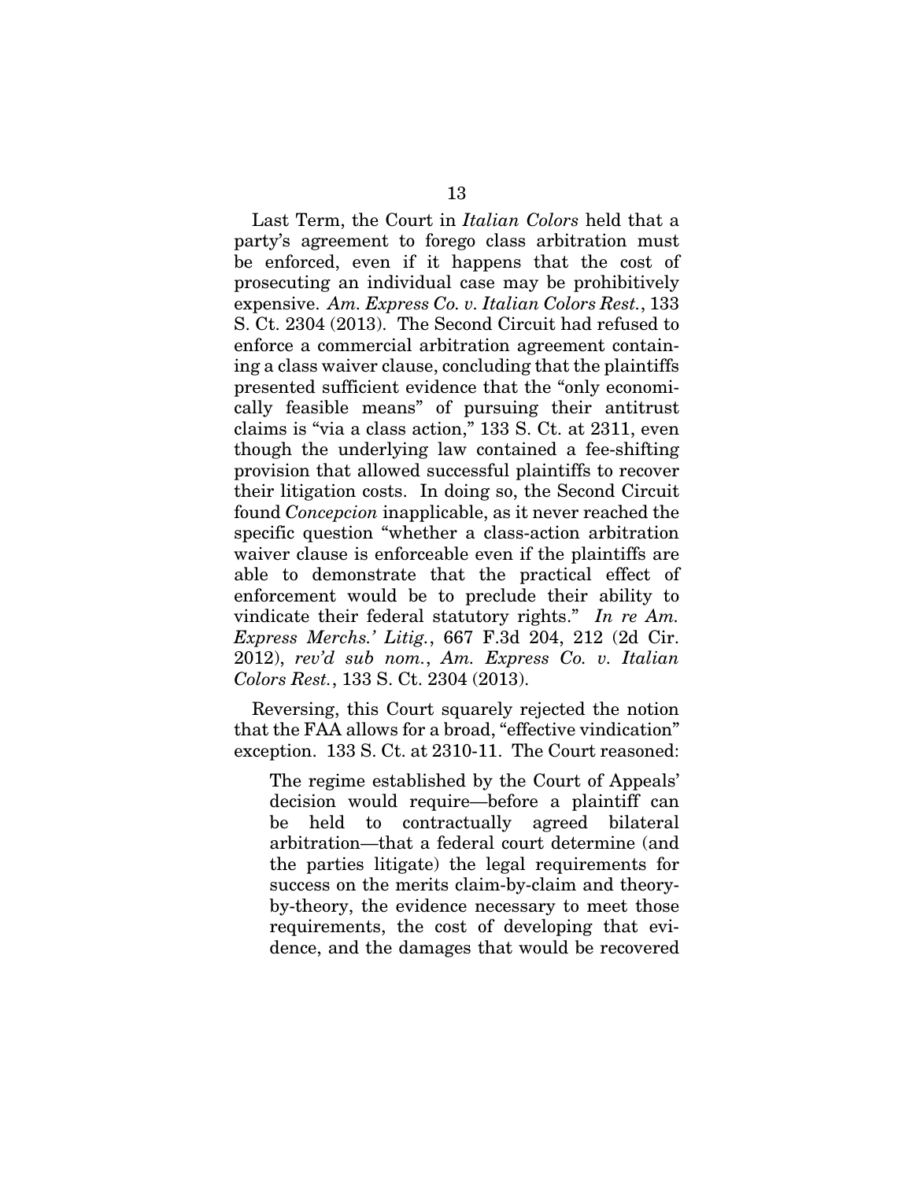Last Term, the Court in *Italian Colors* held that a party's agreement to forego class arbitration must be enforced, even if it happens that the cost of prosecuting an individual case may be prohibitively expensive. *Am. Express Co. v. Italian Colors Rest.*, 133 S. Ct. 2304 (2013). The Second Circuit had refused to enforce a commercial arbitration agreement containing a class waiver clause, concluding that the plaintiffs presented sufficient evidence that the "only economically feasible means" of pursuing their antitrust claims is "via a class action," 133 S. Ct. at 2311, even though the underlying law contained a fee-shifting provision that allowed successful plaintiffs to recover their litigation costs. In doing so, the Second Circuit found *Concepcion* inapplicable, as it never reached the specific question "whether a class-action arbitration waiver clause is enforceable even if the plaintiffs are able to demonstrate that the practical effect of enforcement would be to preclude their ability to vindicate their federal statutory rights." *In re Am. Express Merchs.' Litig.*, 667 F.3d 204, 212 (2d Cir. 2012), *rev'd sub nom.*, *Am. Express Co. v. Italian Colors Rest.*, 133 S. Ct. 2304 (2013).

Reversing, this Court squarely rejected the notion that the FAA allows for a broad, "effective vindication" exception. 133 S. Ct. at 2310-11. The Court reasoned:

> The regime established by the Court of Appeals' decision would require—before a plaintiff can be held to contractually agreed bilateral arbitration—that a federal court determine (and the parties litigate) the legal requirements for success on the merits claim-by-claim and theory-by-theory, the evidence necessary to meet those requirements, the cost of developing that evidence, and the damages that would be recovered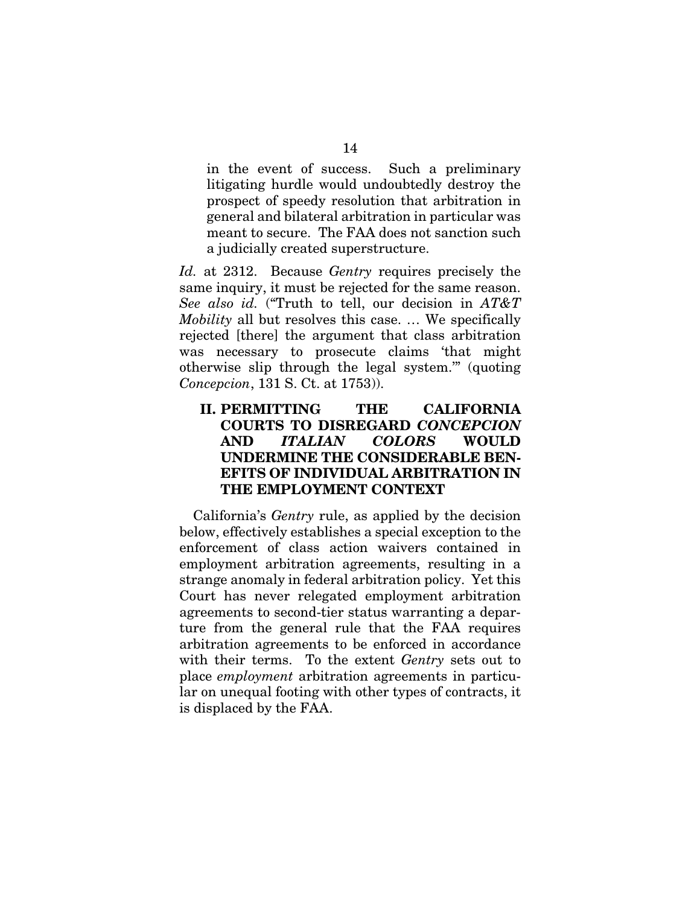> in the event of success. Such a preliminary litigating hurdle would undoubtedly destroy the prospect of speedy resolution that arbitration in general and bilateral arbitration in particular was meant to secure. The FAA does not sanction such a judicially created superstructure.

*Id.* at 2312. Because *Gentry* requires precisely the same inquiry, it must be rejected for the same reason. *See also id.* ("Truth to tell, our decision in *AT&T Mobility* all but resolves this case. … We specifically rejected [there] the argument that class arbitration was necessary to prosecute claims 'that might otherwise slip through the legal system.'" (quoting *Concepcion*, 131 S. Ct. at 1753)).

## II. PERMITTING THE CALIFORNIA COURTS TO DISREGARD *CONCEPCION* AND *ITALIAN COLORS* WOULD UNDERMINE THE CONSIDERABLE BENEFITS OF INDIVIDUAL ARBITRATION IN THE EMPLOYMENT CONTEXT

California's *Gentry* rule, as applied by the decision below, effectively establishes a special exception to the enforcement of class action waivers contained in employment arbitration agreements, resulting in a strange anomaly in federal arbitration policy. Yet this Court has never relegated employment arbitration agreements to second-tier status warranting a departure from the general rule that the FAA requires arbitration agreements to be enforced in accordance with their terms. To the extent *Gentry* sets out to place *employment* arbitration agreements in particular on unequal footing with other types of contracts, it is displaced by the FAA.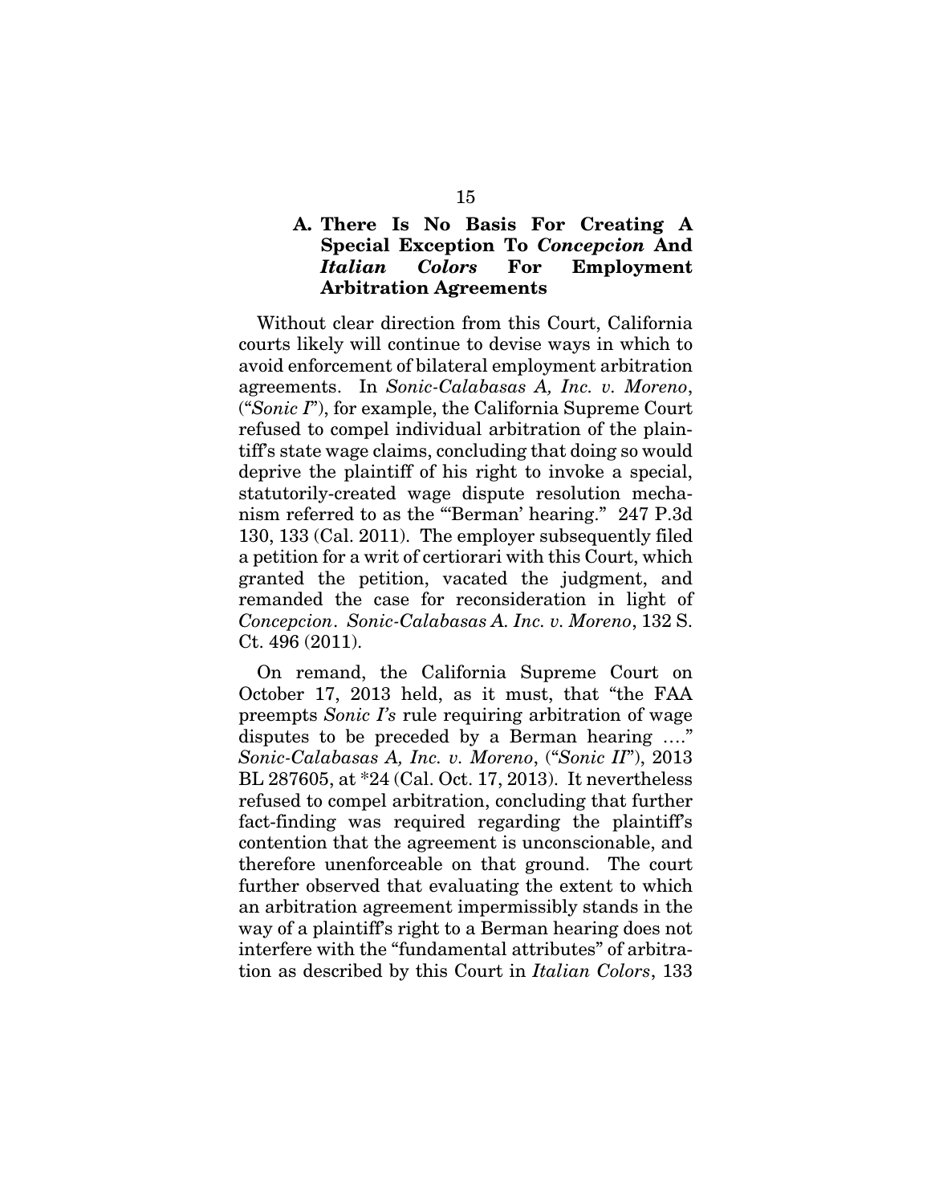### A. There Is No Basis For Creating A Special Exception To *Concepcion* And *Italian Colors* For Employment Arbitration Agreements

Without clear direction from this Court, California courts likely will continue to devise ways in which to avoid enforcement of bilateral employment arbitration agreements. In *Sonic-Calabasas A, Inc. v. Moreno*, ("*Sonic I*"), for example, the California Supreme Court refused to compel individual arbitration of the plaintiff's state wage claims, concluding that doing so would deprive the plaintiff of his right to invoke a special, statutorily-created wage dispute resolution mechanism referred to as the "'Berman' hearing." 247 P.3d 130, 133 (Cal. 2011). The employer subsequently filed a petition for a writ of certiorari with this Court, which granted the petition, vacated the judgment, and remanded the case for reconsideration in light of *Concepcion*. *Sonic-Calabasas A. Inc. v. Moreno*, 132 S. Ct. 496 (2011).

On remand, the California Supreme Court on October 17, 2013 held, as it must, that "the FAA preempts *Sonic I's* rule requiring arbitration of wage disputes to be preceded by a Berman hearing …." *Sonic-Calabasas A, Inc. v. Moreno*, ("*Sonic II*"), 2013 BL 287605, at *24 (Cal. Oct. 17, 2013). It nevertheless refused to compel arbitration, concluding that further fact-finding was required regarding the plaintiff's contention that the agreement is unconscionable, and therefore unenforceable on that ground. The court further observed that evaluating the extent to which an arbitration agreement impermissibly stands in the way of a plaintiff's right to a Berman hearing does not interfere with the "fundamental attributes" of arbitration as described by this Court in *Italian Colors*, 133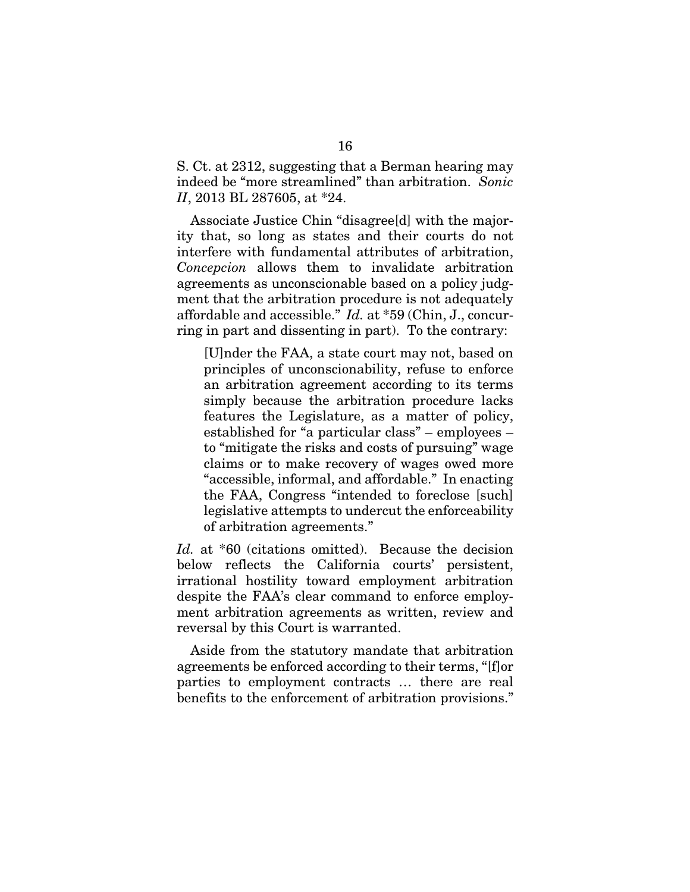S. Ct. at 2312, suggesting that a Berman hearing may indeed be "more streamlined" than arbitration. *Sonic II*, 2013 BL 287605, at *24.

Associate Justice Chin "disagree[d] with the majority that, so long as states and their courts do not interfere with fundamental attributes of arbitration, *Concepcion* allows them to invalidate arbitration agreements as unconscionable based on a policy judgment that the arbitration procedure is not adequately affordable and accessible." *Id.* at *59 (Chin, J., concurring in part and dissenting in part). To the contrary:

> [U]nder the FAA, a state court may not, based on principles of unconscionability, refuse to enforce an arbitration agreement according to its terms simply because the arbitration procedure lacks features the Legislature, as a matter of policy, established for "a particular class" – employees – to "mitigate the risks and costs of pursuing" wage claims or to make recovery of wages owed more "accessible, informal, and affordable." In enacting the FAA, Congress "intended to foreclose [such] legislative attempts to undercut the enforceability of arbitration agreements."

*Id.* at *60 (citations omitted). Because the decision below reflects the California courts' persistent, irrational hostility toward employment arbitration despite the FAA's clear command to enforce employment arbitration agreements as written, review and reversal by this Court is warranted.

Aside from the statutory mandate that arbitration agreements be enforced according to their terms, "[f]or parties to employment contracts … there are real benefits to the enforcement of arbitration provisions."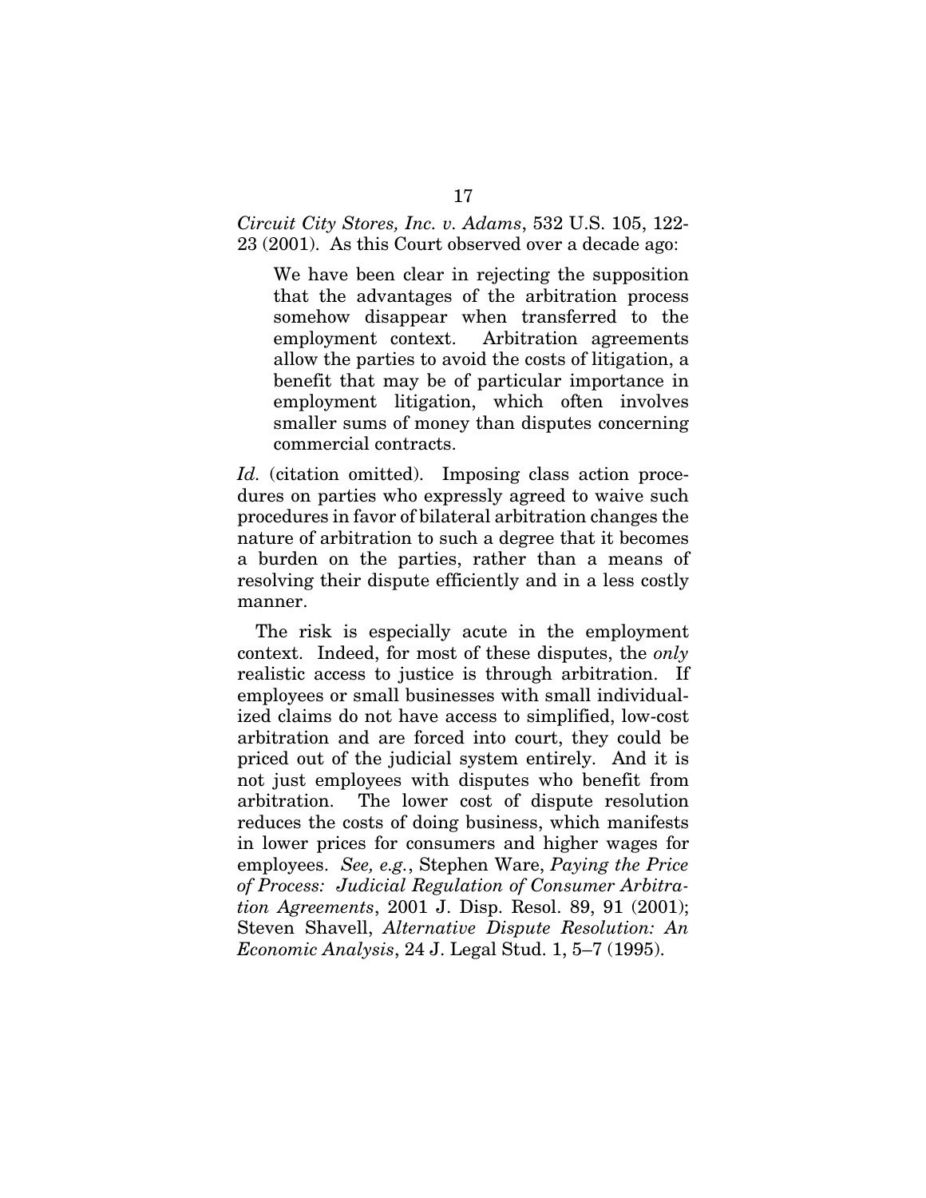*Circuit City Stores, Inc. v. Adams*, 532 U.S. 105, 122-23 (2001). As this Court observed over a decade ago:

> We have been clear in rejecting the supposition that the advantages of the arbitration process somehow disappear when transferred to the employment context. Arbitration agreements allow the parties to avoid the costs of litigation, a benefit that may be of particular importance in employment litigation, which often involves smaller sums of money than disputes concerning commercial contracts.

*Id.* (citation omitted). Imposing class action procedures on parties who expressly agreed to waive such procedures in favor of bilateral arbitration changes the nature of arbitration to such a degree that it becomes a burden on the parties, rather than a means of resolving their dispute efficiently and in a less costly manner.

The risk is especially acute in the employment context. Indeed, for most of these disputes, the *only* realistic access to justice is through arbitration. If employees or small businesses with small individualized claims do not have access to simplified, low-cost arbitration and are forced into court, they could be priced out of the judicial system entirely. And it is not just employees with disputes who benefit from arbitration. The lower cost of dispute resolution reduces the costs of doing business, which manifests in lower prices for consumers and higher wages for employees. *See, e.g.*, Stephen Ware, *Paying the Price of Process: Judicial Regulation of Consumer Arbitration Agreements*, 2001 J. Disp. Resol. 89, 91 (2001); Steven Shavell, *Alternative Dispute Resolution: An Economic Analysis*, 24 J. Legal Stud. 1, 5–7 (1995).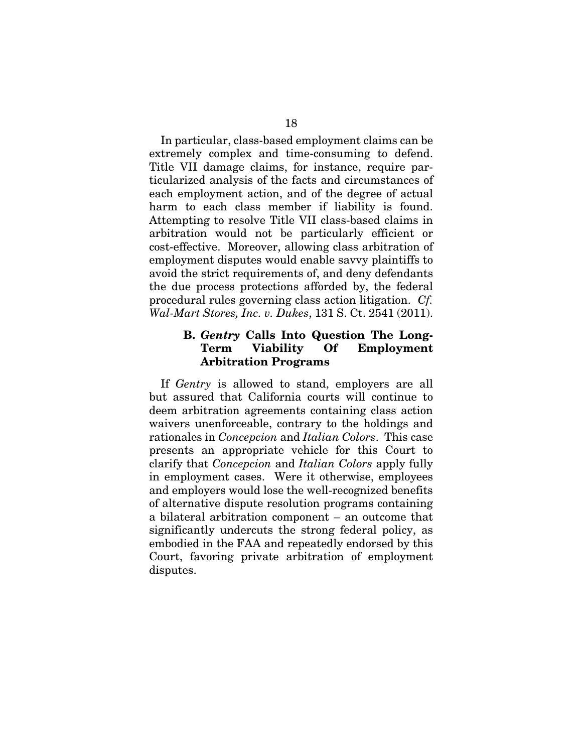In particular, class-based employment claims can be extremely complex and time-consuming to defend. Title VII damage claims, for instance, require particularized analysis of the facts and circumstances of each employment action, and of the degree of actual harm to each class member if liability is found. Attempting to resolve Title VII class-based claims in arbitration would not be particularly efficient or cost-effective. Moreover, allowing class arbitration of employment disputes would enable savvy plaintiffs to avoid the strict requirements of, and deny defendants the due process protections afforded by, the federal procedural rules governing class action litigation. *Cf. Wal-Mart Stores, Inc. v. Dukes*, 131 S. Ct. 2541 (2011).

### B. *Gentry* Calls Into Question The Long-Term Viability Of Employment Arbitration Programs

If *Gentry* is allowed to stand, employers are all but assured that California courts will continue to deem arbitration agreements containing class action waivers unenforceable, contrary to the holdings and rationales in *Concepcion* and *Italian Colors*. This case presents an appropriate vehicle for this Court to clarify that *Concepcion* and *Italian Colors* apply fully in employment cases. Were it otherwise, employees and employers would lose the well-recognized benefits of alternative dispute resolution programs containing a bilateral arbitration component – an outcome that significantly undercuts the strong federal policy, as embodied in the FAA and repeatedly endorsed by this Court, favoring private arbitration of employment disputes.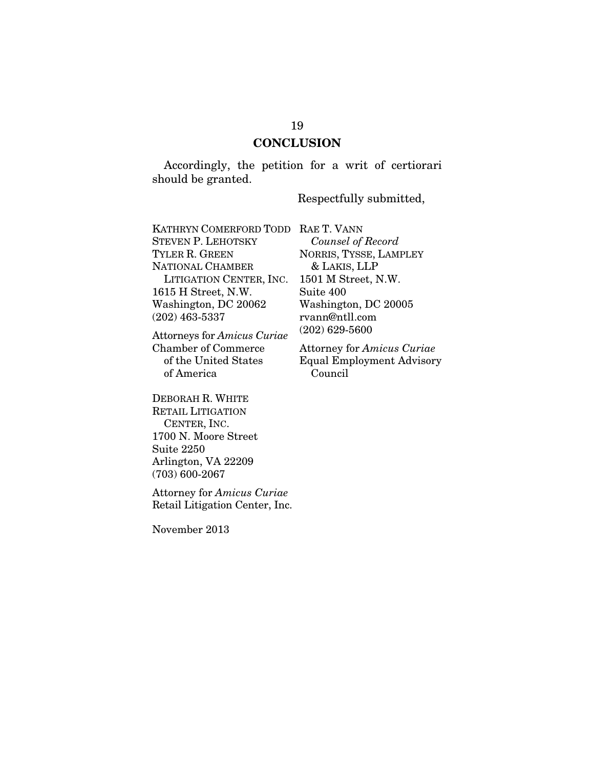## CONCLUSION

Accordingly, the petition for a writ of certiorari should be granted.

Respectfully submitted,

KATHRYN COMERFORD TODD
STEVEN P. LEHOTSKY
TYLER R. GREEN
NATIONAL CHAMBER LITIGATION CENTER, INC.
1615 H Street, N.W.
Washington, DC 20062
(202) 463-5337

Attorneys for *Amicus Curiae* Chamber of Commerce of the United States of America

RAE T. VANN
*Counsel of Record*
NORRIS, TYSSE, LAMPLEY & LAKIS, LLP
1501 M Street, N.W.
Suite 400
Washington, DC 20005
rvann@ntll.com
(202) 629-5600

Attorney for *Amicus Curiae* Equal Employment Advisory Council

DEBORAH R. WHITE
RETAIL LITIGATION CENTER, INC.
1700 N. Moore Street
Suite 2250
Arlington, VA 22209
(703) 600-2067

Attorney for *Amicus Curiae* Retail Litigation Center, Inc.

November 2013